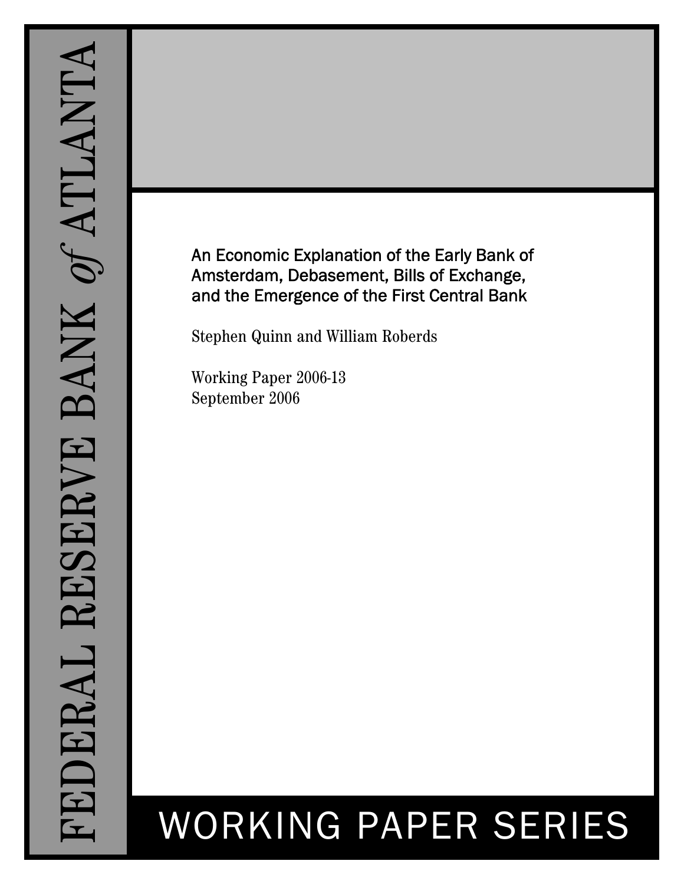FEDERAL RESERVE BANK *of* ATLANTA

# An Economic Explanation of the Early Bank of Amsterdam, Debasement, Bills of Exchange, and the Emergence of the First Central Bank

Stephen Quinn and William Roberds

Working Paper 2006-13
September 2006

WORKING PAPER SERIES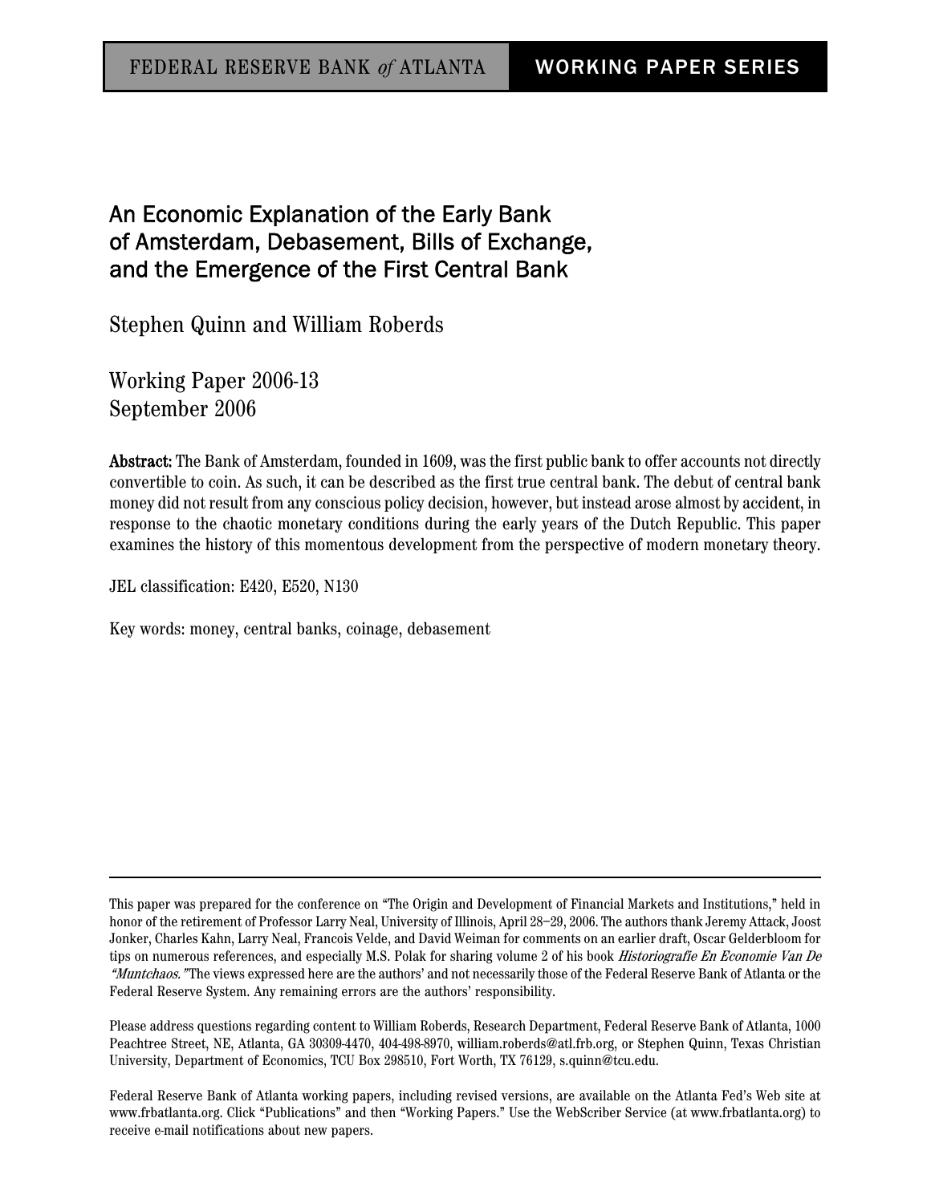FEDERAL RESERVE BANK *of* ATLANTA | WORKING PAPER SERIES

# An Economic Explanation of the Early Bank of Amsterdam, Debasement, Bills of Exchange, and the Emergence of the First Central Bank

Stephen Quinn and William Roberds

Working Paper 2006-13
September 2006

**Abstract:** The Bank of Amsterdam, founded in 1609, was the first public bank to offer accounts not directly convertible to coin. As such, it can be described as the first true central bank. The debut of central bank money did not result from any conscious policy decision, however, but instead arose almost by accident, in response to the chaotic monetary conditions during the early years of the Dutch Republic. This paper examines the history of this momentous development from the perspective of modern monetary theory.

JEL classification: E420, E520, N130

Key words: money, central banks, coinage, debasement

---

This paper was prepared for the conference on "The Origin and Development of Financial Markets and Institutions," held in honor of the retirement of Professor Larry Neal, University of Illinois, April 28–29, 2006. The authors thank Jeremy Attack, Joost Jonker, Charles Kahn, Larry Neal, Francois Velde, and David Weiman for comments on an earlier draft, Oscar Gelderbloom for tips on numerous references, and especially M.S. Polak for sharing volume 2 of his book *Historiografie En Economie Van De "Muntchaos."* The views expressed here are the authors' and not necessarily those of the Federal Reserve Bank of Atlanta or the Federal Reserve System. Any remaining errors are the authors' responsibility.

Please address questions regarding content to William Roberds, Research Department, Federal Reserve Bank of Atlanta, 1000 Peachtree Street, NE, Atlanta, GA 30309-4470, 404-498-8970, william.roberds@atl.frb.org, or Stephen Quinn, Texas Christian University, Department of Economics, TCU Box 298510, Fort Worth, TX 76129, s.quinn@tcu.edu.

Federal Reserve Bank of Atlanta working papers, including revised versions, are available on the Atlanta Fed's Web site at www.frbatlanta.org. Click "Publications" and then "Working Papers." Use the WebScriber Service (at www.frbatlanta.org) to receive e-mail notifications about new papers.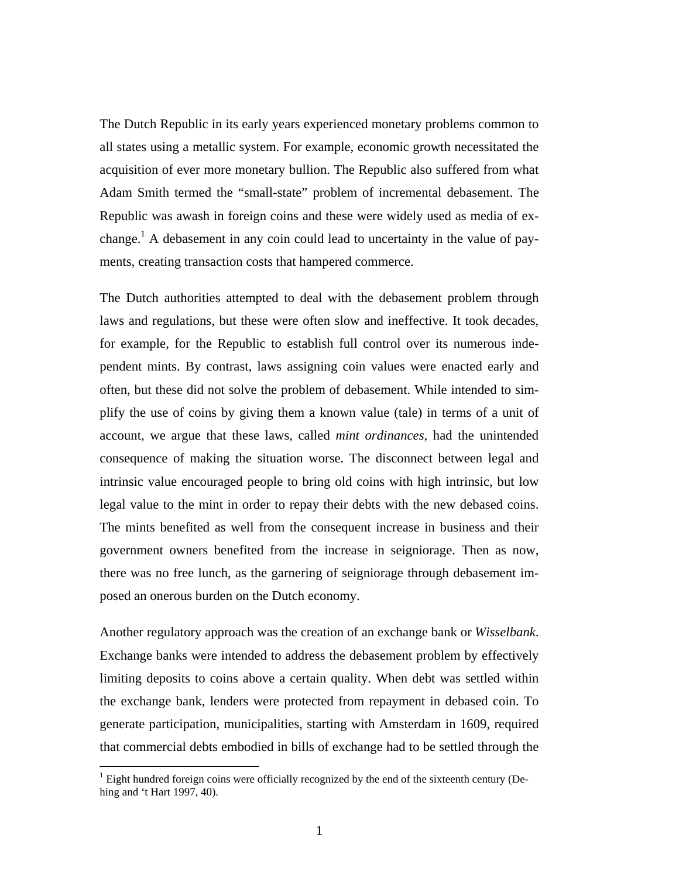The Dutch Republic in its early years experienced monetary problems common to all states using a metallic system. For example, economic growth necessitated the acquisition of ever more monetary bullion. The Republic also suffered from what Adam Smith termed the "small-state" problem of incremental debasement. The Republic was awash in foreign coins and these were widely used as media of exchange.[1] A debasement in any coin could lead to uncertainty in the value of payments, creating transaction costs that hampered commerce.

The Dutch authorities attempted to deal with the debasement problem through laws and regulations, but these were often slow and ineffective. It took decades, for example, for the Republic to establish full control over its numerous independent mints. By contrast, laws assigning coin values were enacted early and often, but these did not solve the problem of debasement. While intended to simplify the use of coins by giving them a known value (tale) in terms of a unit of account, we argue that these laws, called *mint ordinances*, had the unintended consequence of making the situation worse. The disconnect between legal and intrinsic value encouraged people to bring old coins with high intrinsic, but low legal value to the mint in order to repay their debts with the new debased coins. The mints benefited as well from the consequent increase in business and their government owners benefited from the increase in seigniorage. Then as now, there was no free lunch, as the garnering of seigniorage through debasement imposed an onerous burden on the Dutch economy.

Another regulatory approach was the creation of an exchange bank or *Wisselbank*. Exchange banks were intended to address the debasement problem by effectively limiting deposits to coins above a certain quality. When debt was settled within the exchange bank, lenders were protected from repayment in debased coin. To generate participation, municipalities, starting with Amsterdam in 1609, required that commercial debts embodied in bills of exchange had to be settled through the

[1] Eight hundred foreign coins were officially recognized by the end of the sixteenth century (Dehing and 't Hart 1997, 40).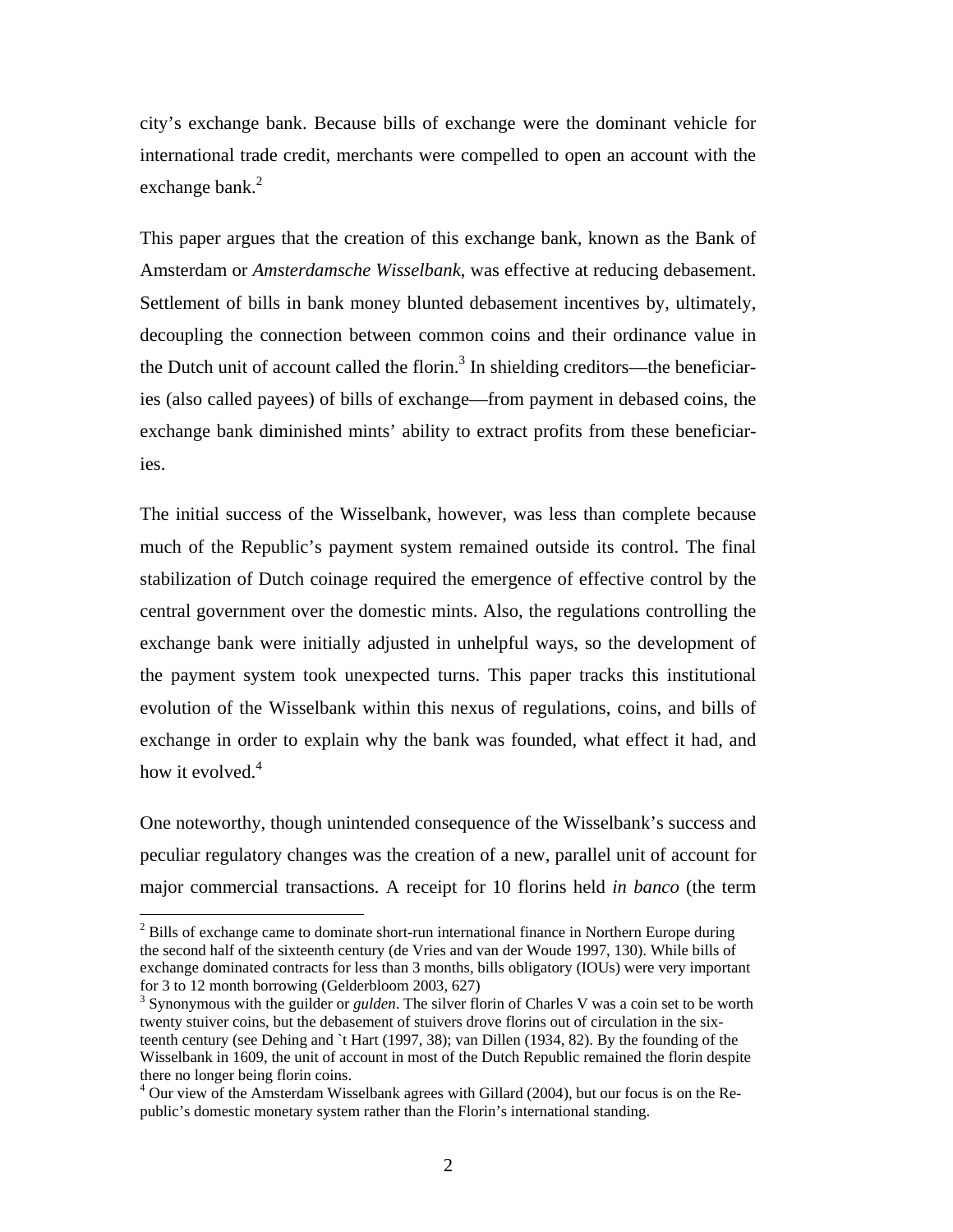city's exchange bank. Because bills of exchange were the dominant vehicle for international trade credit, merchants were compelled to open an account with the exchange bank.[2]

This paper argues that the creation of this exchange bank, known as the Bank of Amsterdam or *Amsterdamsche Wisselbank*, was effective at reducing debasement. Settlement of bills in bank money blunted debasement incentives by, ultimately, decoupling the connection between common coins and their ordinance value in the Dutch unit of account called the florin.[3] In shielding creditors—the beneficiaries (also called payees) of bills of exchange—from payment in debased coins, the exchange bank diminished mints' ability to extract profits from these beneficiaries.

The initial success of the Wisselbank, however, was less than complete because much of the Republic's payment system remained outside its control. The final stabilization of Dutch coinage required the emergence of effective control by the central government over the domestic mints. Also, the regulations controlling the exchange bank were initially adjusted in unhelpful ways, so the development of the payment system took unexpected turns. This paper tracks this institutional evolution of the Wisselbank within this nexus of regulations, coins, and bills of exchange in order to explain why the bank was founded, what effect it had, and how it evolved.[4]

One noteworthy, though unintended consequence of the Wisselbank's success and peculiar regulatory changes was the creation of a new, parallel unit of account for major commercial transactions. A receipt for 10 florins held *in banco* (the term

---

[2] Bills of exchange came to dominate short-run international finance in Northern Europe during the second half of the sixteenth century (de Vries and van der Woude 1997, 130). While bills of exchange dominated contracts for less than 3 months, bills obligatory (IOUs) were very important for 3 to 12 month borrowing (Gelderbloom 2003, 627)

[3] Synonymous with the guilder or *gulden*. The silver florin of Charles V was a coin set to be worth twenty stuiver coins, but the debasement of stuivers drove florins out of circulation in the sixteenth century (see Dehing and `t Hart (1997, 38); van Dillen (1934, 82). By the founding of the Wisselbank in 1609, the unit of account in most of the Dutch Republic remained the florin despite there no longer being florin coins.

[4] Our view of the Amsterdam Wisselbank agrees with Gillard (2004), but our focus is on the Republic's domestic monetary system rather than the Florin's international standing.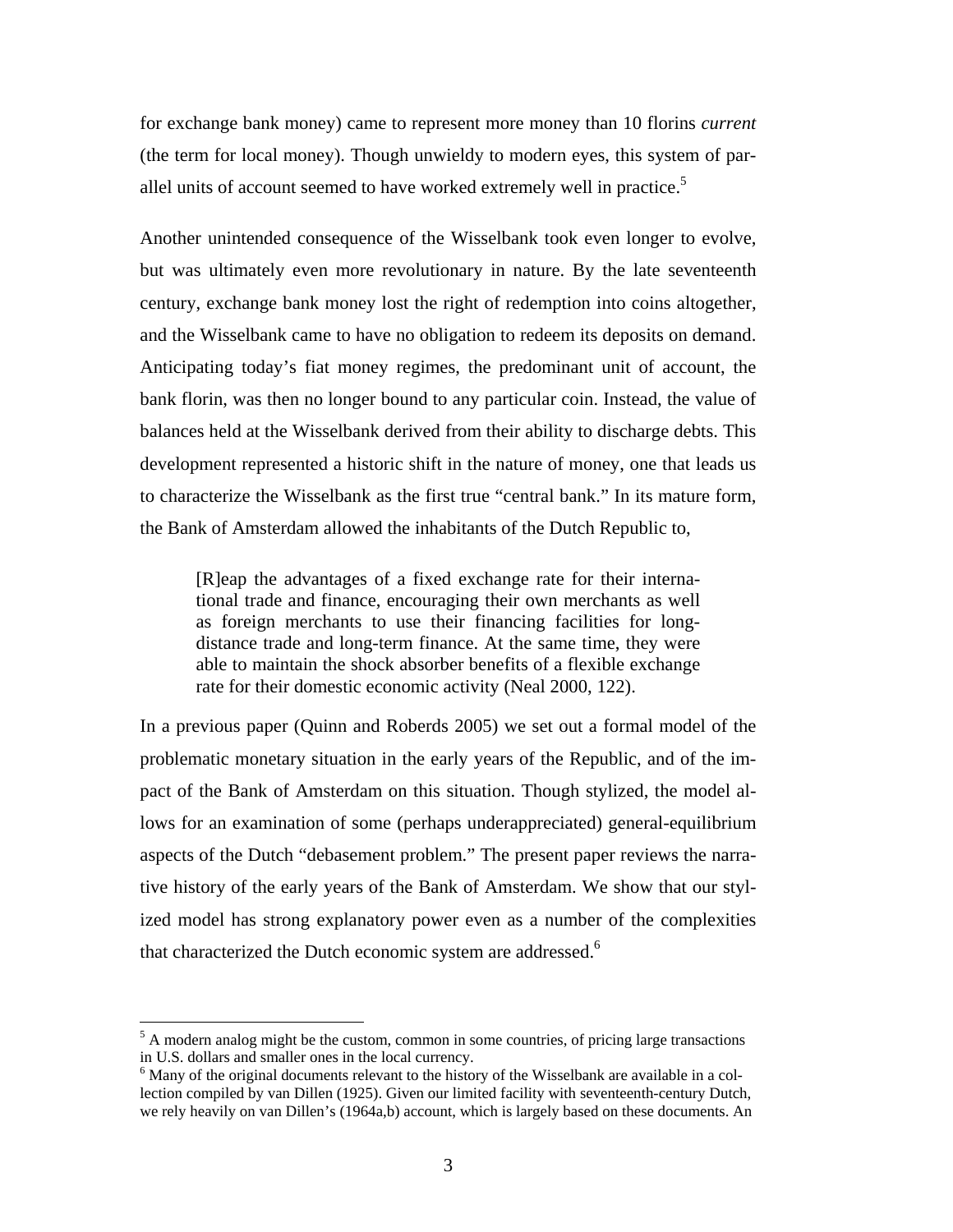for exchange bank money) came to represent more money than 10 florins *current* (the term for local money). Though unwieldy to modern eyes, this system of parallel units of account seemed to have worked extremely well in practice.[5]

Another unintended consequence of the Wisselbank took even longer to evolve, but was ultimately even more revolutionary in nature. By the late seventeenth century, exchange bank money lost the right of redemption into coins altogether, and the Wisselbank came to have no obligation to redeem its deposits on demand. Anticipating today's fiat money regimes, the predominant unit of account, the bank florin, was then no longer bound to any particular coin. Instead, the value of balances held at the Wisselbank derived from their ability to discharge debts. This development represented a historic shift in the nature of money, one that leads us to characterize the Wisselbank as the first true "central bank." In its mature form, the Bank of Amsterdam allowed the inhabitants of the Dutch Republic to,

> [R]eap the advantages of a fixed exchange rate for their international trade and finance, encouraging their own merchants as well as foreign merchants to use their financing facilities for long-distance trade and long-term finance. At the same time, they were able to maintain the shock absorber benefits of a flexible exchange rate for their domestic economic activity (Neal 2000, 122).

In a previous paper (Quinn and Roberts 2005) we set out a formal model of the problematic monetary situation in the early years of the Republic, and of the impact of the Bank of Amsterdam on this situation. Though stylized, the model allows for an examination of some (perhaps underappreciated) general-equilibrium aspects of the Dutch "debasement problem." The present paper reviews the narrative history of the early years of the Bank of Amsterdam. We show that our stylized model has strong explanatory power even as a number of the complexities that characterized the Dutch economic system are addressed.[6]

[5] A modern analog might be the custom, common in some countries, of pricing large transactions in U.S. dollars and smaller ones in the local currency.

[6] Many of the original documents relevant to the history of the Wisselbank are available in a collection compiled by van Dillen (1925). Given our limited facility with seventeenth-century Dutch, we rely heavily on van Dillen's (1964a,b) account, which is largely based on these documents. An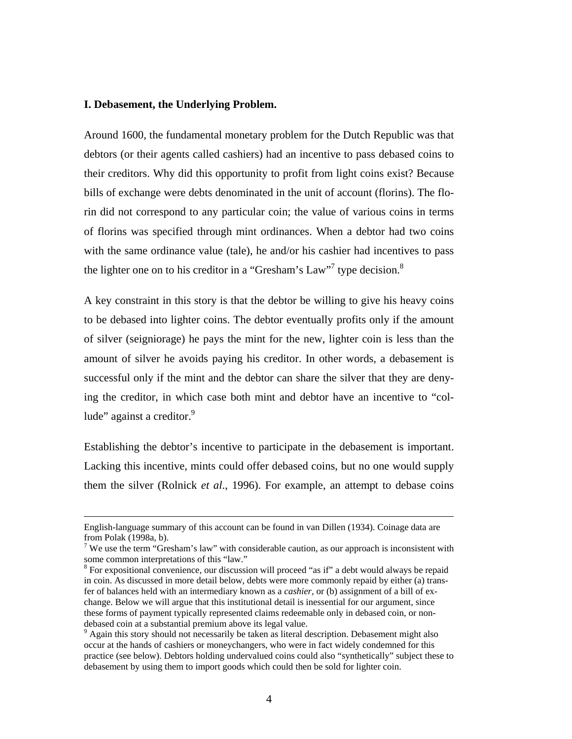## I. Debasement, the Underlying Problem.

Around 1600, the fundamental monetary problem for the Dutch Republic was that debtors (or their agents called cashiers) had an incentive to pass debased coins to their creditors. Why did this opportunity to profit from light coins exist? Because bills of exchange were debts denominated in the unit of account (florins). The florin did not correspond to any particular coin; the value of various coins in terms of florins was specified through mint ordinances. When a debtor had two coins with the same ordinance value (tale), he and/or his cashier had incentives to pass the lighter one on to his creditor in a "Gresham's Law"[7] type decision.[8]

A key constraint in this story is that the debtor be willing to give his heavy coins to be debased into lighter coins. The debtor eventually profits only if the amount of silver (seigniorage) he pays the mint for the new, lighter coin is less than the amount of silver he avoids paying his creditor. In other words, a debasement is successful only if the mint and the debtor can share the silver that they are denying the creditor, in which case both mint and debtor have an incentive to "collude" against a creditor.[9]

Establishing the debtor's incentive to participate in the debasement is important. Lacking this incentive, mints could offer debased coins, but no one would supply them the silver (Rolnick *et al.*, 1996). For example, an attempt to debase coins

---

English-language summary of this account can be found in van Dillen (1934). Coinage data are from Polak (1998a, b).

[7] We use the term "Gresham's law" with considerable caution, as our approach is inconsistent with some common interpretations of this "law."

[8] For expositional convenience, our discussion will proceed "as if" a debt would always be repaid in coin. As discussed in more detail below, debts were more commonly repaid by either (a) transfer of balances held with an intermediary known as a *cashier*, or (b) assignment of a bill of exchange. Below we will argue that this institutional detail is inessential for our argument, since these forms of payment typically represented claims redeemable only in debased coin, or non-debased coin at a substantial premium above its legal value.

[9] Again this story should not necessarily be taken as literal description. Debasement might also occur at the hands of cashiers or moneychangers, who were in fact widely condemned for this practice (see below). Debtors holding undervalued coins could also "synthetically" subject these to debasement by using them to import goods which could then be sold for lighter coin.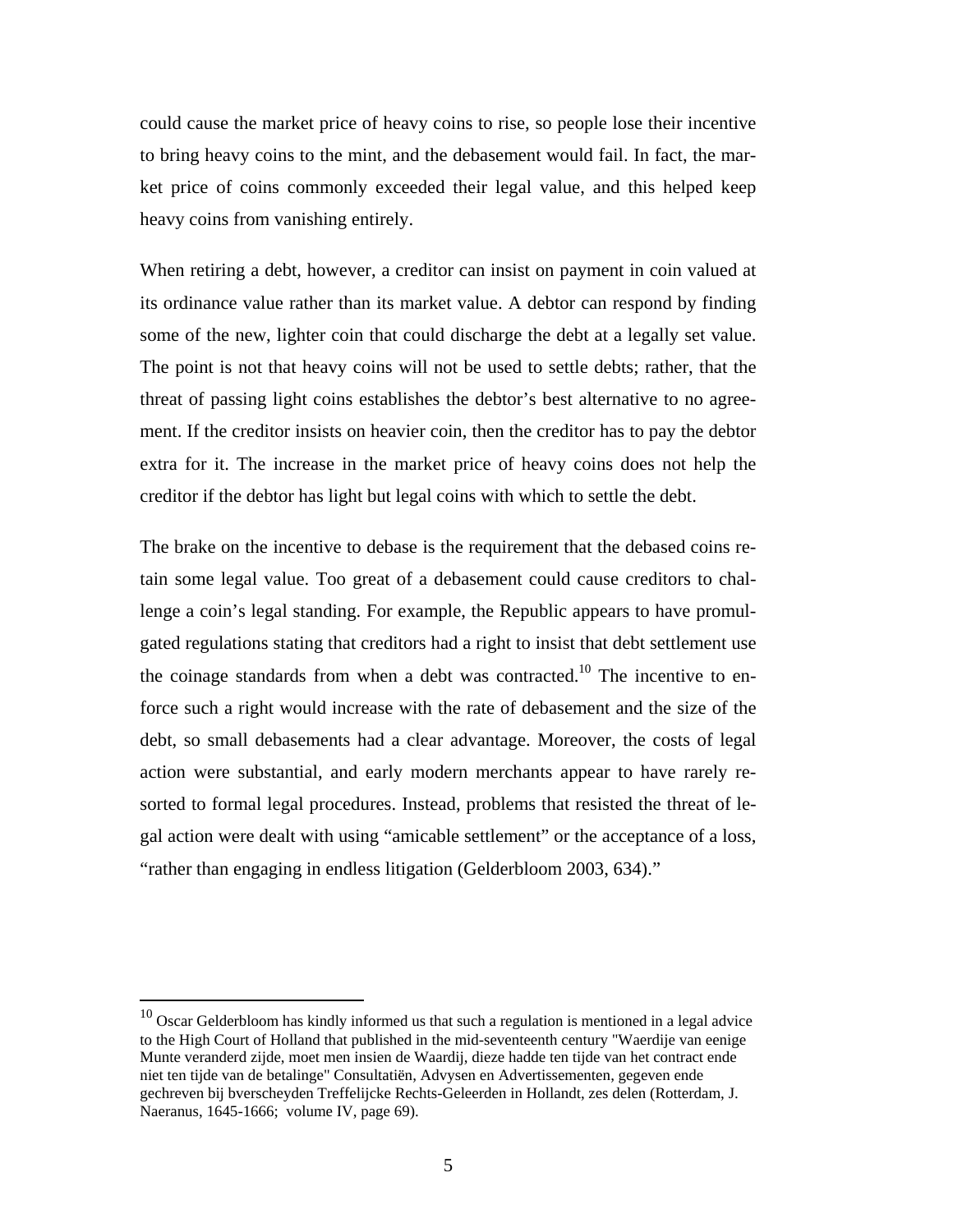could cause the market price of heavy coins to rise, so people lose their incentive to bring heavy coins to the mint, and the debasement would fail. In fact, the market price of coins commonly exceeded their legal value, and this helped keep heavy coins from vanishing entirely.

When retiring a debt, however, a creditor can insist on payment in coin valued at its ordinance value rather than its market value. A debtor can respond by finding some of the new, lighter coin that could discharge the debt at a legally set value. The point is not that heavy coins will not be used to settle debts; rather, that the threat of passing light coins establishes the debtor's best alternative to no agreement. If the creditor insists on heavier coin, then the creditor has to pay the debtor extra for it. The increase in the market price of heavy coins does not help the creditor if the debtor has light but legal coins with which to settle the debt.

The brake on the incentive to debase is the requirement that the debased coins retain some legal value. Too great of a debasement could cause creditors to challenge a coin's legal standing. For example, the Republic appears to have promulgated regulations stating that creditors had a right to insist that debt settlement use the coinage standards from when a debt was contracted.[10] The incentive to enforce such a right would increase with the rate of debasement and the size of the debt, so small debasements had a clear advantage. Moreover, the costs of legal action were substantial, and early modern merchants appear to have rarely resorted to formal legal procedures. Instead, problems that resisted the threat of legal action were dealt with using "amicable settlement" or the acceptance of a loss, "rather than engaging in endless litigation (Gelderbloom 2003, 634)."

---

[10] Oscar Gelderbloom has kindly informed us that such a regulation is mentioned in a legal advice to the High Court of Holland that published in the mid-seventeenth century "Waerdije van eenige Munte veranderd zijde, moet men insien de Waardij, dieze hadde ten tijde van het contract ende niet ten tijde van de betalinge" Consultatiën, Advysen en Advertissementen, gegeven ende gechreven bij bverscheyden Treffelijcke Rechts-Geleerden in Hollandt, zes delen (Rotterdam, J. Naeranus, 1645-1666; volume IV, page 69).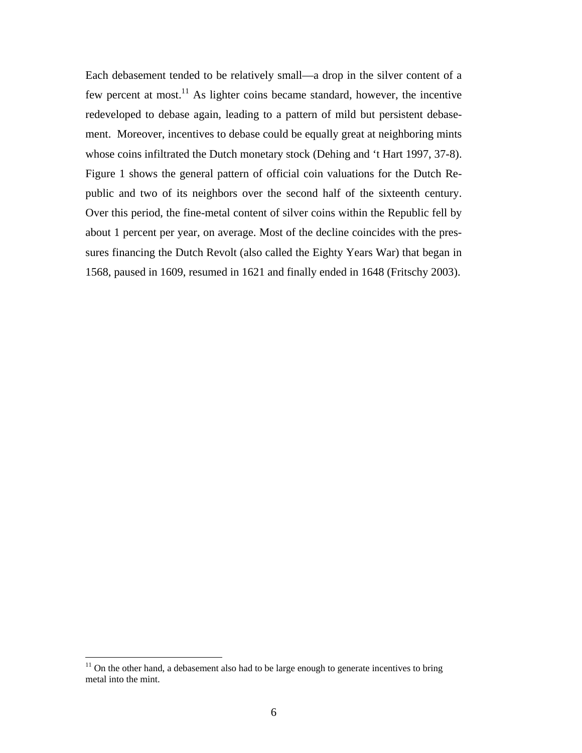Each debasement tended to be relatively small—a drop in the silver content of a few percent at most.[11] As lighter coins became standard, however, the incentive redeveloped to debase again, leading to a pattern of mild but persistent debasement. Moreover, incentives to debase could be equally great at neighboring mints whose coins infiltrated the Dutch monetary stock (Dehing and 't Hart 1997, 37-8). Figure 1 shows the general pattern of official coin valuations for the Dutch Republic and two of its neighbors over the second half of the sixteenth century. Over this period, the fine-metal content of silver coins within the Republic fell by about 1 percent per year, on average. Most of the decline coincides with the pressures financing the Dutch Revolt (also called the Eighty Years War) that began in 1568, paused in 1609, resumed in 1621 and finally ended in 1648 (Fritschy 2003).

[11] On the other hand, a debasement also had to be large enough to generate incentives to bring metal into the mint.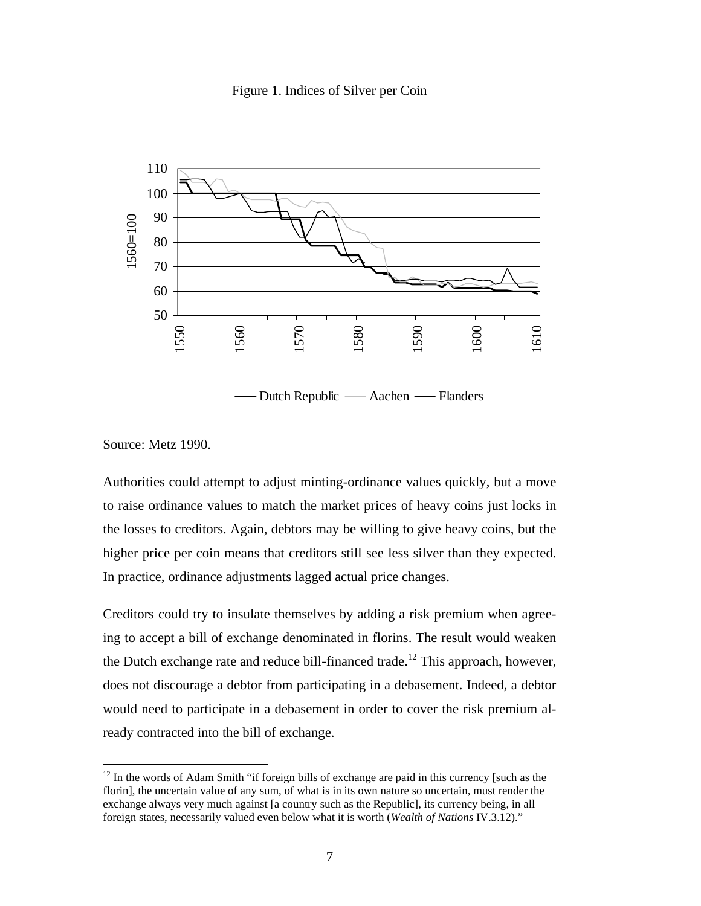Figure 1. Indices of Silver per Coin

Source: Metz 1990.

Authorities could attempt to adjust minting-ordinance values quickly, but a move to raise ordinance values to match the market prices of heavy coins just locks in the losses to creditors. Again, debtors may be willing to give heavy coins, but the higher price per coin means that creditors still see less silver than they expected. In practice, ordinance adjustments lagged actual price changes.

Creditors could try to insulate themselves by adding a risk premium when agreeing to accept a bill of exchange denominated in florins. The result would weaken the Dutch exchange rate and reduce bill-financed trade.[12] This approach, however, does not discourage a debtor from participating in a debasement. Indeed, a debtor would need to participate in a debasement in order to cover the risk premium already contracted into the bill of exchange.

[12] In the words of Adam Smith "if foreign bills of exchange are paid in this currency [such as the florin], the uncertain value of any sum, of what is in its own nature so uncertain, must render the exchange always very much against [a country such as the Republic], its currency being, in all foreign states, necessarily valued even below what it is worth (*Wealth of Nations* IV.3.12)."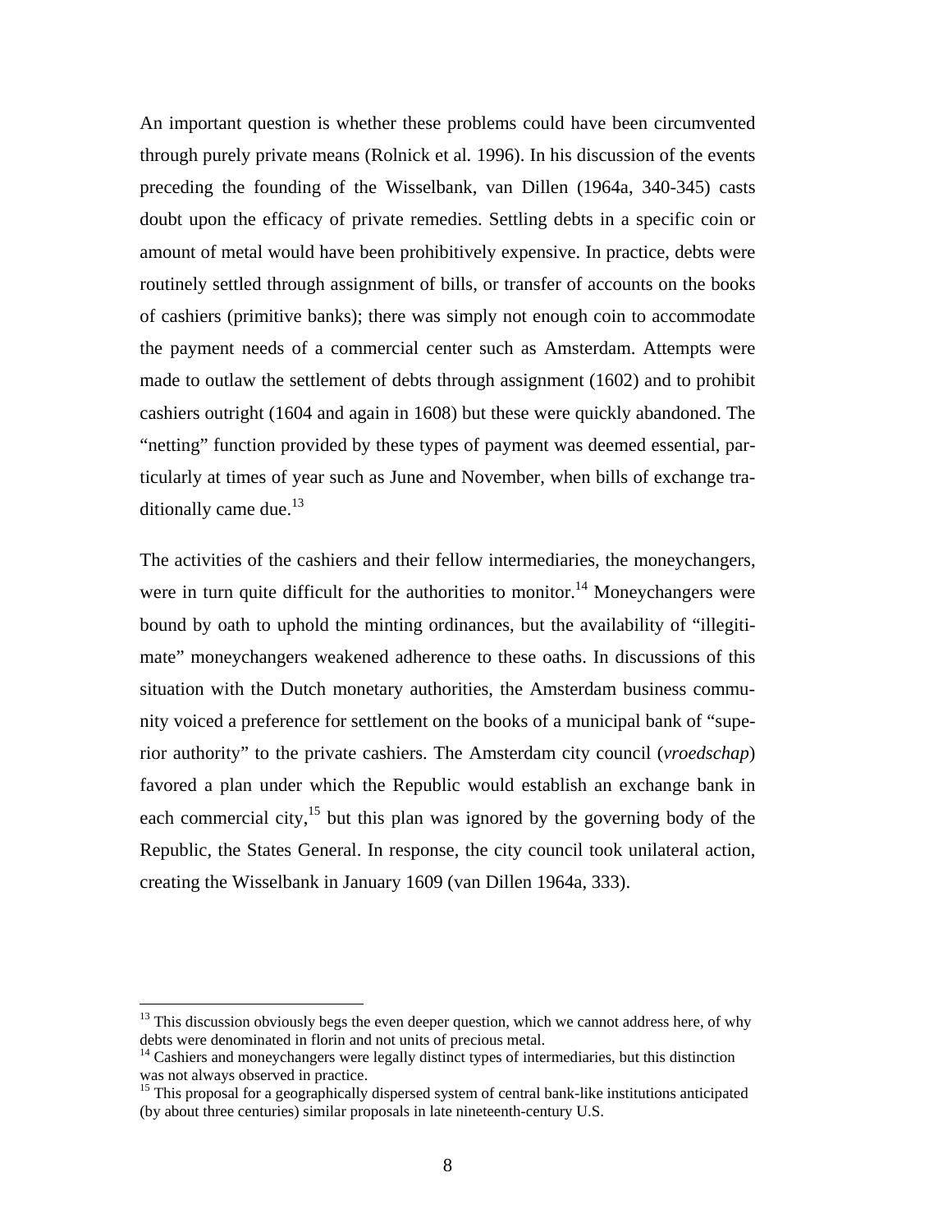An important question is whether these problems could have been circumvented through purely private means (Rolnick et al. 1996). In his discussion of the events preceding the founding of the Wisselbank, van Dillen (1964a, 340-345) casts doubt upon the efficacy of private remedies. Settling debts in a specific coin or amount of metal would have been prohibitively expensive. In practice, debts were routinely settled through assignment of bills, or transfer of accounts on the books of cashiers (primitive banks); there was simply not enough coin to accommodate the payment needs of a commercial center such as Amsterdam. Attempts were made to outlaw the settlement of debts through assignment (1602) and to prohibit cashiers outright (1604 and again in 1608) but these were quickly abandoned. The "netting" function provided by these types of payment was deemed essential, particularly at times of year such as June and November, when bills of exchange traditionally came due.[13]

The activities of the cashiers and their fellow intermediaries, the moneychangers, were in turn quite difficult for the authorities to monitor.[14] Moneychangers were bound by oath to uphold the minting ordinances, but the availability of "illegitimate" moneychangers weakened adherence to these oaths. In discussions of this situation with the Dutch monetary authorities, the Amsterdam business community voiced a preference for settlement on the books of a municipal bank of "superior authority" to the private cashiers. The Amsterdam city council (*vroedschap*) favored a plan under which the Republic would establish an exchange bank in each commercial city,[15] but this plan was ignored by the governing body of the Republic, the States General. In response, the city council took unilateral action, creating the Wisselbank in January 1609 (van Dillen 1964a, 333).

---

[13] This discussion obviously begs the even deeper question, which we cannot address here, of why debts were denominated in florin and not units of precious metal.

[14] Cashiers and moneychangers were legally distinct types of intermediaries, but this distinction was not always observed in practice.

[15] This proposal for a geographically dispersed system of central bank-like institutions anticipated (by about three centuries) similar proposals in late nineteenth-century U.S.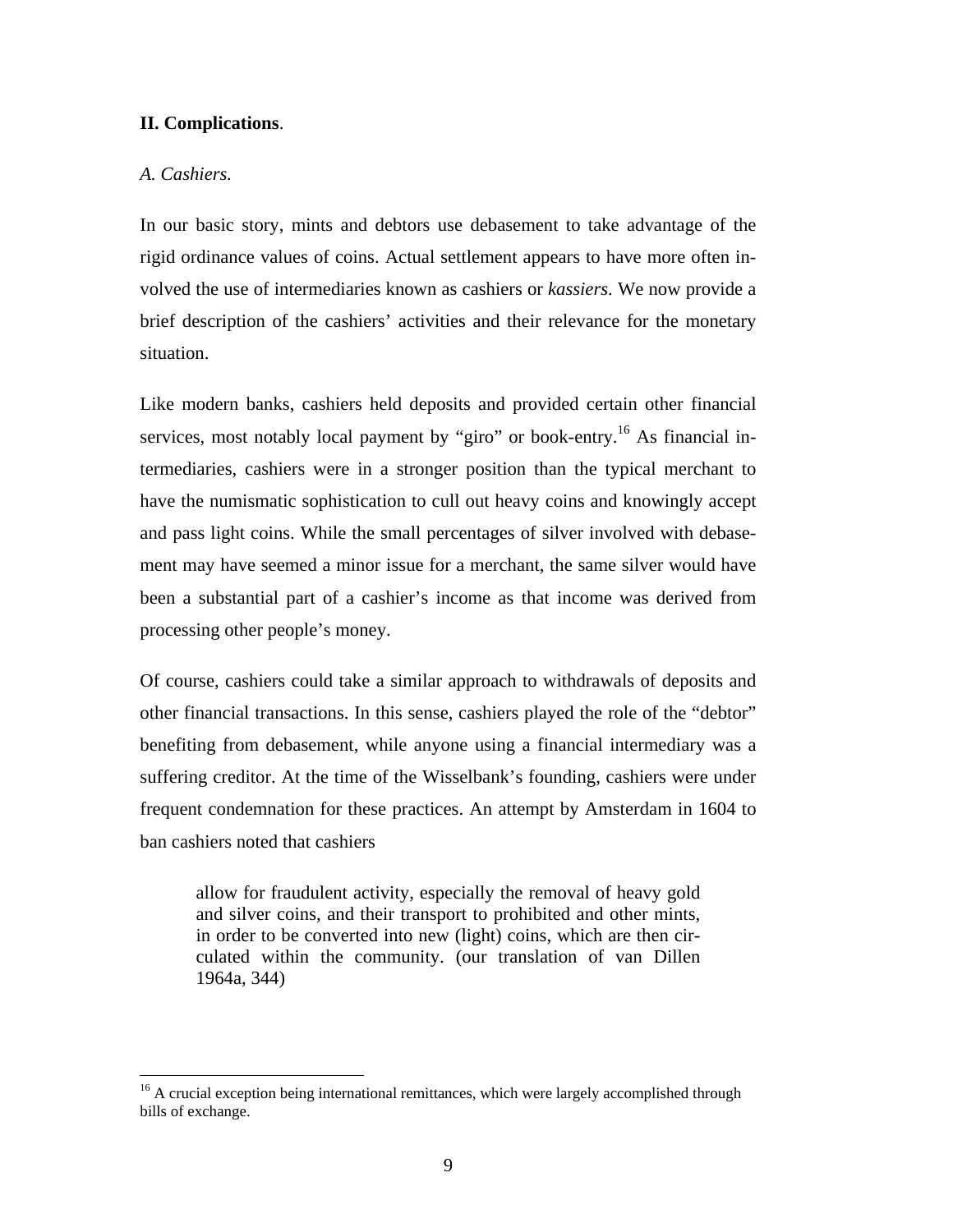**II. Complications**.

*A. Cashiers.*

In our basic story, mints and debtors use debasement to take advantage of the rigid ordinance values of coins. Actual settlement appears to have more often involved the use of intermediaries known as cashiers or *kassiers*. We now provide a brief description of the cashiers' activities and their relevance for the monetary situation.

Like modern banks, cashiers held deposits and provided certain other financial services, most notably local payment by "giro" or book-entry.[16] As financial intermediaries, cashiers were in a stronger position than the typical merchant to have the numismatic sophistication to cull out heavy coins and knowingly accept and pass light coins. While the small percentages of silver involved with debasement may have seemed a minor issue for a merchant, the same silver would have been a substantial part of a cashier's income as that income was derived from processing other people's money.

Of course, cashiers could take a similar approach to withdrawals of deposits and other financial transactions. In this sense, cashiers played the role of the "debtor" benefiting from debasement, while anyone using a financial intermediary was a suffering creditor. At the time of the Wisselbank's founding, cashiers were under frequent condemnation for these practices. An attempt by Amsterdam in 1604 to ban cashiers noted that cashiers

> allow for fraudulent activity, especially the removal of heavy gold and silver coins, and their transport to prohibited and other mints, in order to be converted into new (light) coins, which are then circulated within the community. (our translation of van Dillen 1964a, 344)

[16] A crucial exception being international remittances, which were largely accomplished through bills of exchange.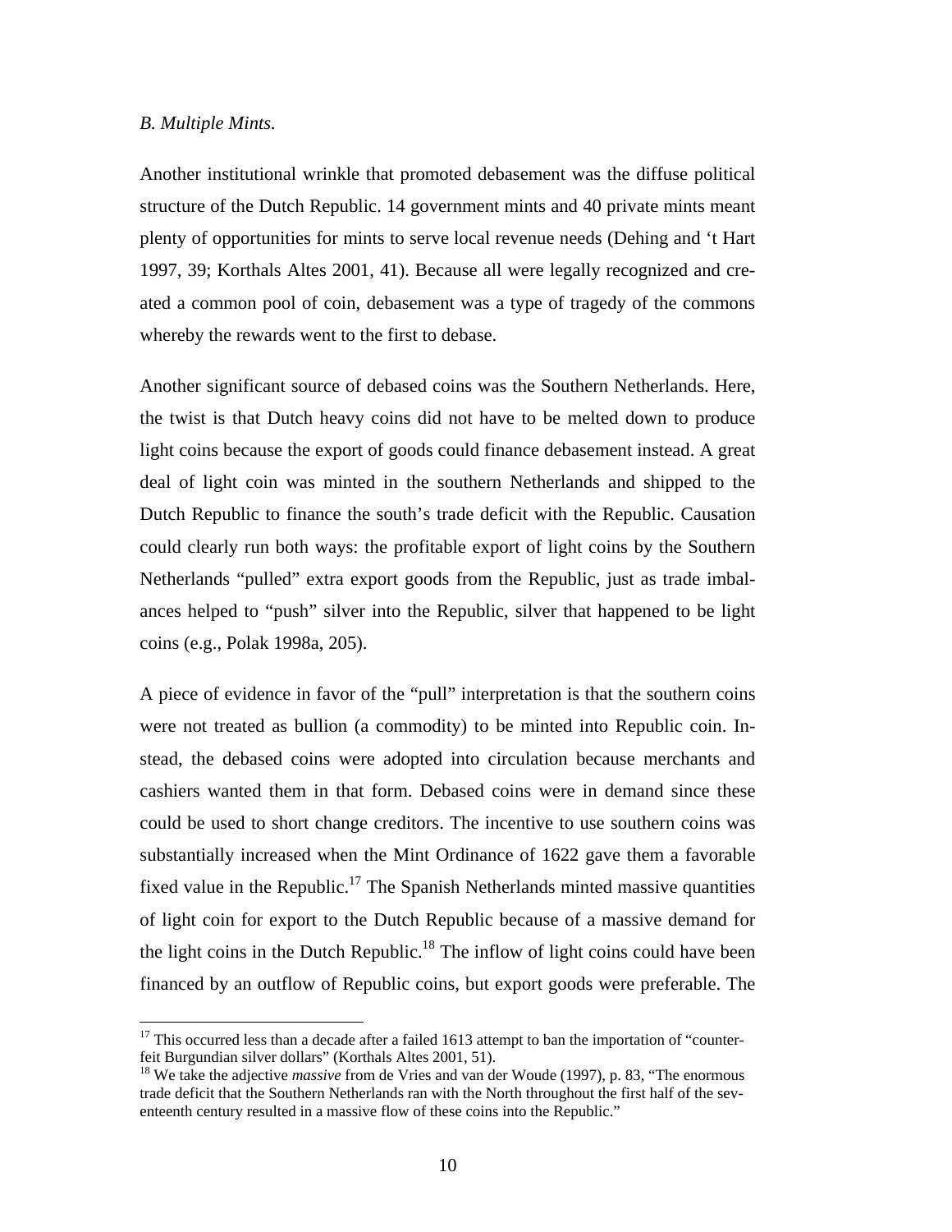*B. Multiple Mints.*

Another institutional wrinkle that promoted debasement was the diffuse political structure of the Dutch Republic. 14 government mints and 40 private mints meant plenty of opportunities for mints to serve local revenue needs (Dehing and 't Hart 1997, 39; Korthals Altes 2001, 41). Because all were legally recognized and created a common pool of coin, debasement was a type of tragedy of the commons whereby the rewards went to the first to debase.

Another significant source of debased coins was the Southern Netherlands. Here, the twist is that Dutch heavy coins did not have to be melted down to produce light coins because the export of goods could finance debasement instead. A great deal of light coin was minted in the southern Netherlands and shipped to the Dutch Republic to finance the south's trade deficit with the Republic. Causation could clearly run both ways: the profitable export of light coins by the Southern Netherlands "pulled" extra export goods from the Republic, just as trade imbalances helped to "push" silver into the Republic, silver that happened to be light coins (e.g., Polak 1998a, 205).

A piece of evidence in favor of the "pull" interpretation is that the southern coins were not treated as bullion (a commodity) to be minted into Republic coin. Instead, the debased coins were adopted into circulation because merchants and cashiers wanted them in that form. Debased coins were in demand since these could be used to short change creditors. The incentive to use southern coins was substantially increased when the Mint Ordinance of 1622 gave them a favorable fixed value in the Republic.[17] The Spanish Netherlands minted massive quantities of light coin for export to the Dutch Republic because of a massive demand for the light coins in the Dutch Republic.[18] The inflow of light coins could have been financed by an outflow of Republic coins, but export goods were preferable. The

[17] This occurred less than a decade after a failed 1613 attempt to ban the importation of "counterfeit Burgundian silver dollars" (Korthals Altes 2001, 51).

[18] We take the adjective *massive* from de Vries and van der Woude (1997), p. 83, "The enormous trade deficit that the Southern Netherlands ran with the North throughout the first half of the seventeenth century resulted in a massive flow of these coins into the Republic."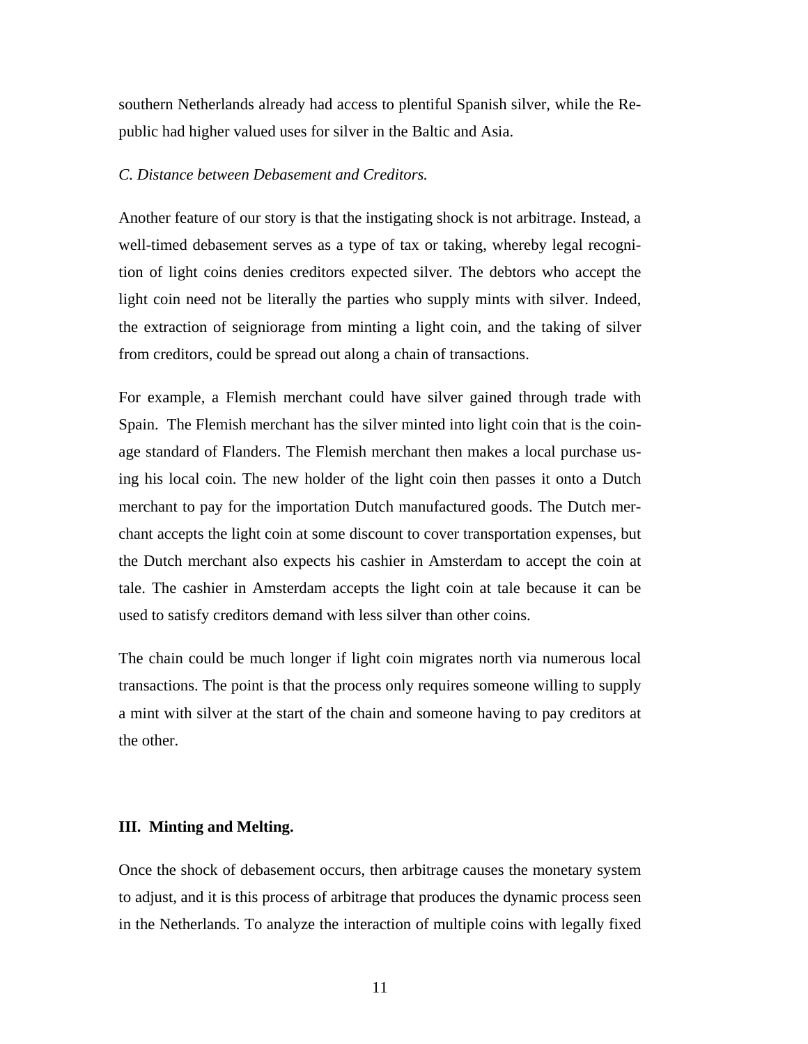southern Netherlands already had access to plentiful Spanish silver, while the Republic had higher valued uses for silver in the Baltic and Asia.

*C. Distance between Debasement and Creditors.*

Another feature of our story is that the instigating shock is not arbitrage. Instead, a well-timed debasement serves as a type of tax or taking, whereby legal recognition of light coins denies creditors expected silver. The debtors who accept the light coin need not be literally the parties who supply mints with silver. Indeed, the extraction of seigniorage from minting a light coin, and the taking of silver from creditors, could be spread out along a chain of transactions.

For example, a Flemish merchant could have silver gained through trade with Spain. The Flemish merchant has the silver minted into light coin that is the coinage standard of Flanders. The Flemish merchant then makes a local purchase using his local coin. The new holder of the light coin then passes it onto a Dutch merchant to pay for the importation Dutch manufactured goods. The Dutch merchant accepts the light coin at some discount to cover transportation expenses, but the Dutch merchant also expects his cashier in Amsterdam to accept the coin at tale. The cashier in Amsterdam accepts the light coin at tale because it can be used to satisfy creditors demand with less silver than other coins.

The chain could be much longer if light coin migrates north via numerous local transactions. The point is that the process only requires someone willing to supply a mint with silver at the start of the chain and someone having to pay creditors at the other.

## III. Minting and Melting.

Once the shock of debasement occurs, then arbitrage causes the monetary system to adjust, and it is this process of arbitrage that produces the dynamic process seen in the Netherlands. To analyze the interaction of multiple coins with legally fixed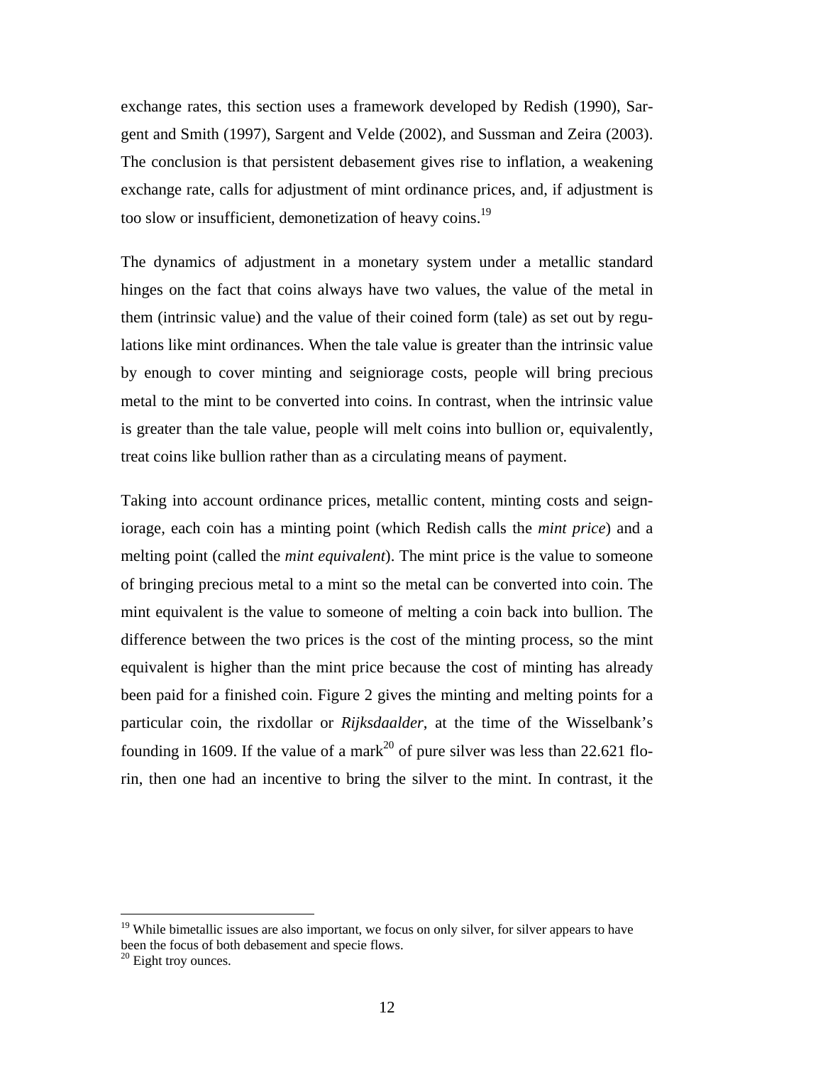exchange rates, this section uses a framework developed by Redish (1990), Sargent and Smith (1997), Sargent and Velde (2002), and Sussman and Zeira (2003). The conclusion is that persistent debasement gives rise to inflation, a weakening exchange rate, calls for adjustment of mint ordinance prices, and, if adjustment is too slow or insufficient, demonetization of heavy coins.[19]

The dynamics of adjustment in a monetary system under a metallic standard hinges on the fact that coins always have two values, the value of the metal in them (intrinsic value) and the value of their coined form (tale) as set out by regulations like mint ordinances. When the tale value is greater than the intrinsic value by enough to cover minting and seigniorage costs, people will bring precious metal to the mint to be converted into coins. In contrast, when the intrinsic value is greater than the tale value, people will melt coins into bullion or, equivalently, treat coins like bullion rather than as a circulating means of payment.

Taking into account ordinance prices, metallic content, minting costs and seigniorage, each coin has a minting point (which Redish calls the *mint price*) and a melting point (called the *mint equivalent*). The mint price is the value to someone of bringing precious metal to a mint so the metal can be converted into coin. The mint equivalent is the value to someone of melting a coin back into bullion. The difference between the two prices is the cost of the minting process, so the mint equivalent is higher than the mint price because the cost of minting has already been paid for a finished coin. Figure 2 gives the minting and melting points for a particular coin, the rixdollar or *Rijksdaalder*, at the time of the Wisselbank's founding in 1609. If the value of a mark[20] of pure silver was less than 22.621 florin, then one had an incentive to bring the silver to the mint. In contrast, it the

---

[19] While bimetallic issues are also important, we focus on only silver, for silver appears to have been the focus of both debasement and specie flows.

[20] Eight troy ounces.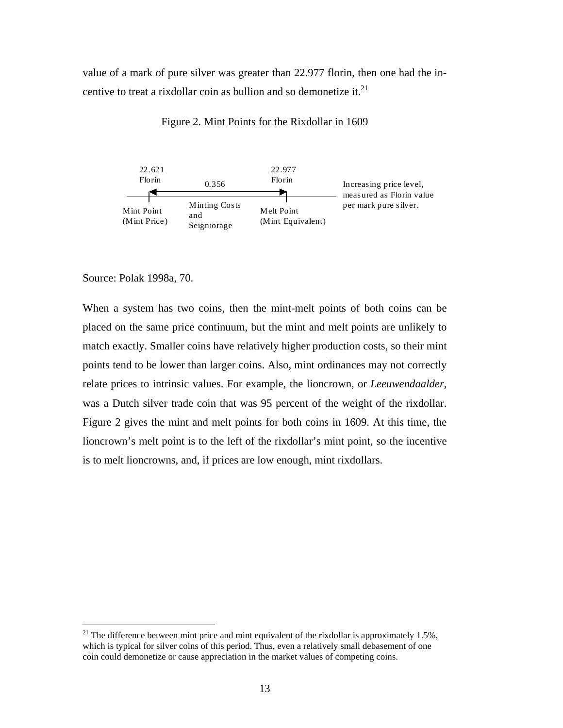value of a mark of pure silver was greater than 22.977 florin, then one had the incentive to treat a rixdollar coin as bullion and so demonetize it.[21]

Figure 2. Mint Points for the Rixdollar in 1609

22.621 Florin — 0.356 — 22.977 Florin

Mint Point (Mint Price) — Minting Costs and Seigniorage — Melt Point (Mint Equivalent)

Increasing price level, measured as Florin value per mark pure silver.

Source: Polak 1998a, 70.

When a system has two coins, then the mint-melt points of both coins can be placed on the same price continuum, but the mint and melt points are unlikely to match exactly. Smaller coins have relatively higher production costs, so their mint points tend to be lower than larger coins. Also, mint ordinances may not correctly relate prices to intrinsic values. For example, the lioncrown, or *Leeuwendaalder*, was a Dutch silver trade coin that was 95 percent of the weight of the rixdollar. Figure 2 gives the mint and melt points for both coins in 1609. At this time, the lioncrown's melt point is to the left of the rixdollar's mint point, so the incentive is to melt lioncrowns, and, if prices are low enough, mint rixdollars.

[21] The difference between mint price and mint equivalent of the rixdollar is approximately 1.5%, which is typical for silver coins of this period. Thus, even a relatively small debasement of one coin could demonetize or cause appreciation in the market values of competing coins.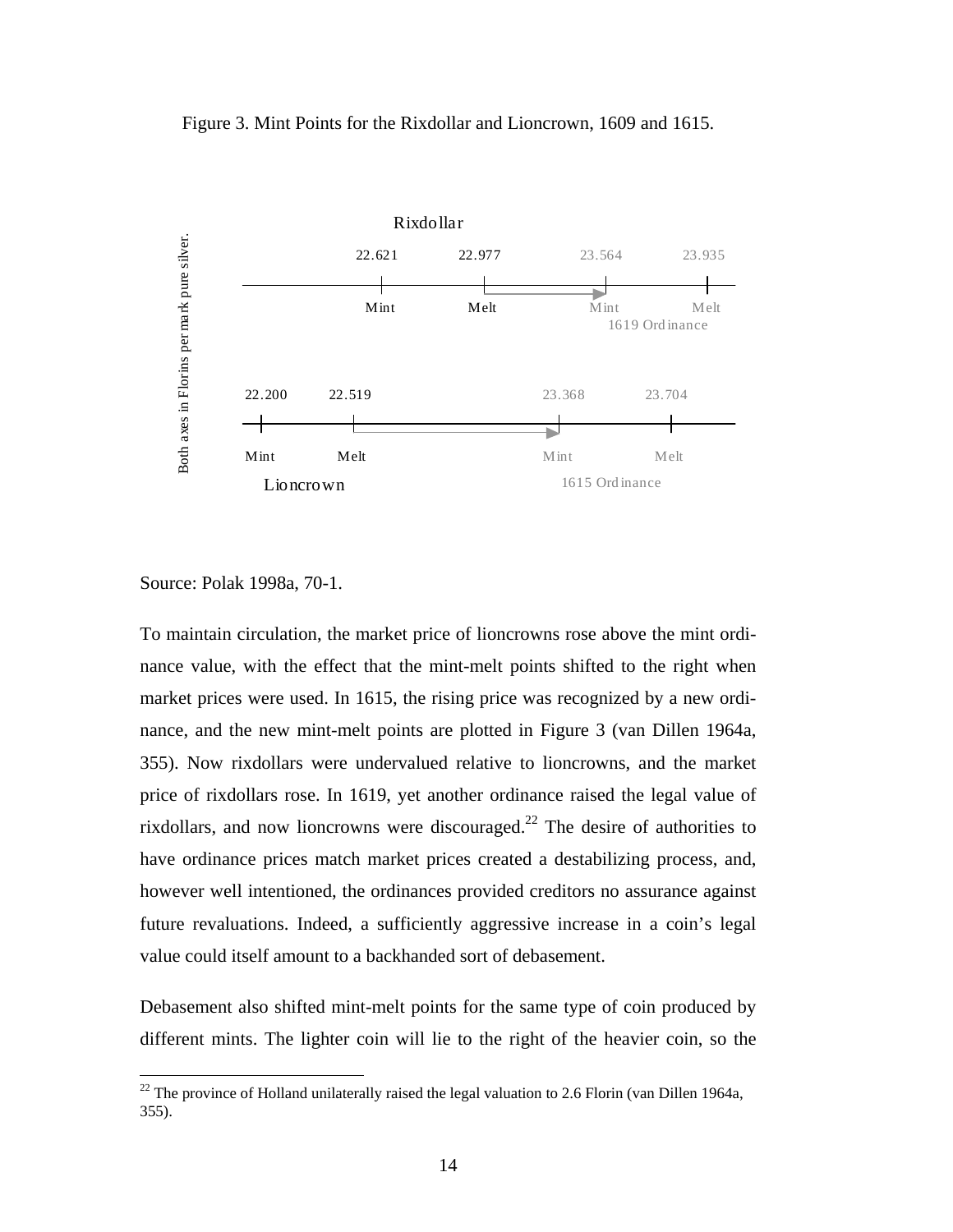Figure 3. Mint Points for the Rixdollar and Lioncrown, 1609 and 1615.

Rixdollar

| | Mint | Melt | Mint (1619 Ordinance) | Melt (1619 Ordinance) |
|---|---|---|---|---|
| Rixdollar | 22.621 | 22.977 | 23.564 | 23.935 |

Lioncrown

| | Mint | Melt | Mint (1615 Ordinance) | Melt (1615 Ordinance) |
|---|---|---|---|---|
| Lioncrown | 22.200 | 22.519 | 23.368 | 23.704 |

Both axes in Florins per mark pure silver.

Source: Polak 1998a, 70-1.

To maintain circulation, the market price of lioncrowns rose above the mint ordinance value, with the effect that the mint-melt points shifted to the right when market prices were used. In 1615, the rising price was recognized by a new ordinance, and the new mint-melt points are plotted in Figure 3 (van Dillen 1964a, 355). Now rixdollars were undervalued relative to lioncrowns, and the market price of rixdollars rose. In 1619, yet another ordinance raised the legal value of rixdollars, and now lioncrowns were discouraged.[22] The desire of authorities to have ordinance prices match market prices created a destabilizing process, and, however well intentioned, the ordinances provided creditors no assurance against future revaluations. Indeed, a sufficiently aggressive increase in a coin's legal value could itself amount to a backhanded sort of debasement.

Debasement also shifted mint-melt points for the same type of coin produced by different mints. The lighter coin will lie to the right of the heavier coin, so the

[22] The province of Holland unilaterally raised the legal valuation to 2.6 Florin (van Dillen 1964a, 355).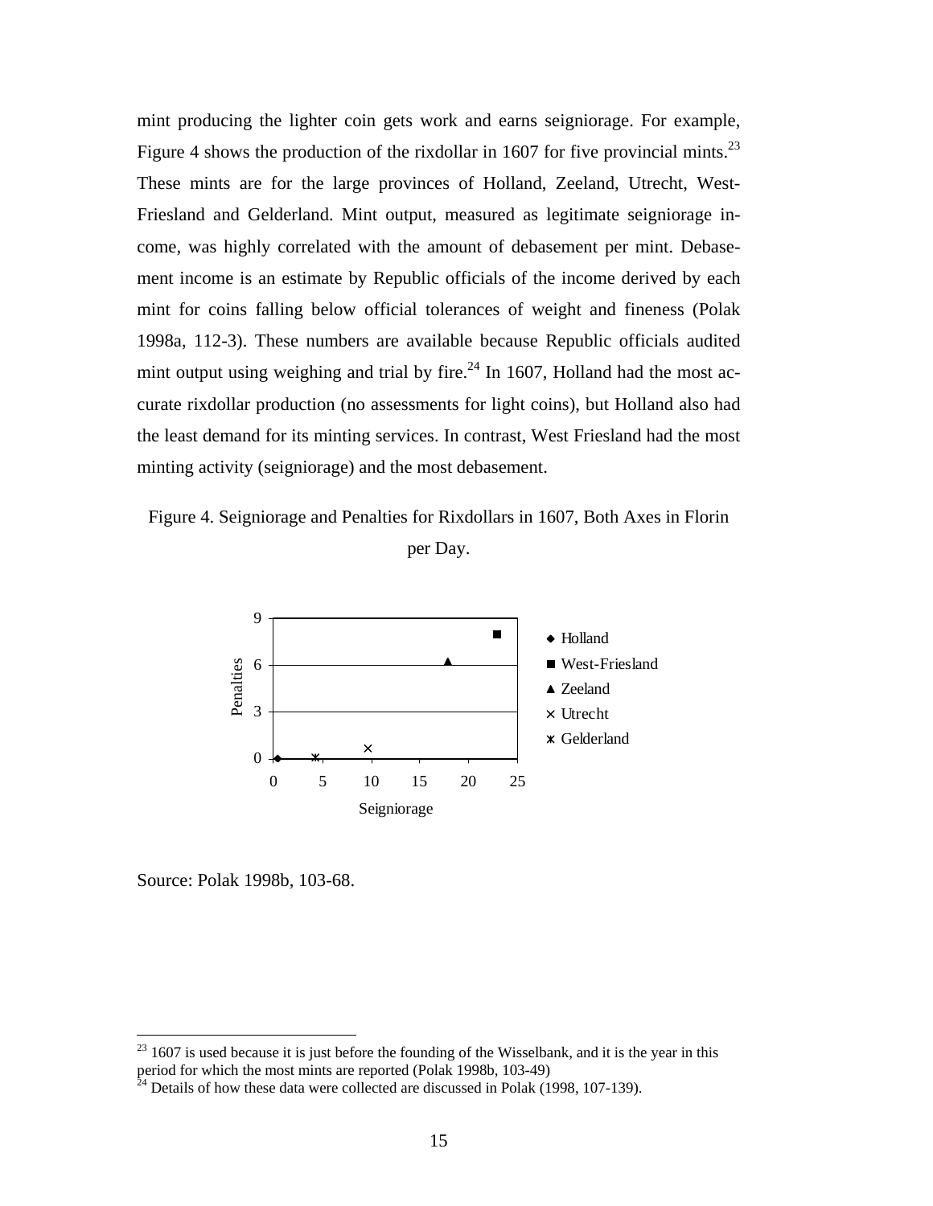mint producing the lighter coin gets work and earns seigniorage. For example, Figure 4 shows the production of the rixdollar in 1607 for five provincial mints.[23] These mints are for the large provinces of Holland, Zeeland, Utrecht, West-Friesland and Gelderland. Mint output, measured as legitimate seigniorage income, was highly correlated with the amount of debasement per mint. Debasement income is an estimate by Republic officials of the income derived by each mint for coins falling below official tolerances of weight and fineness (Polak 1998a, 112-3). These numbers are available because Republic officials audited mint output using weighing and trial by fire.[24] In 1607, Holland had the most accurate rixdollar production (no assessments for light coins), but Holland also had the least demand for its minting services. In contrast, West Friesland had the most minting activity (seigniorage) and the most debasement.

Figure 4. Seigniorage and Penalties for Rixdollars in 1607, Both Axes in Florin per Day.

Source: Polak 1998b, 103-68.

---

[23] 1607 is used because it is just before the founding of the Wisselbank, and it is the year in this period for which the most mints are reported (Polak 1998b, 103-49)

[24] Details of how these data were collected are discussed in Polak (1998, 107-139).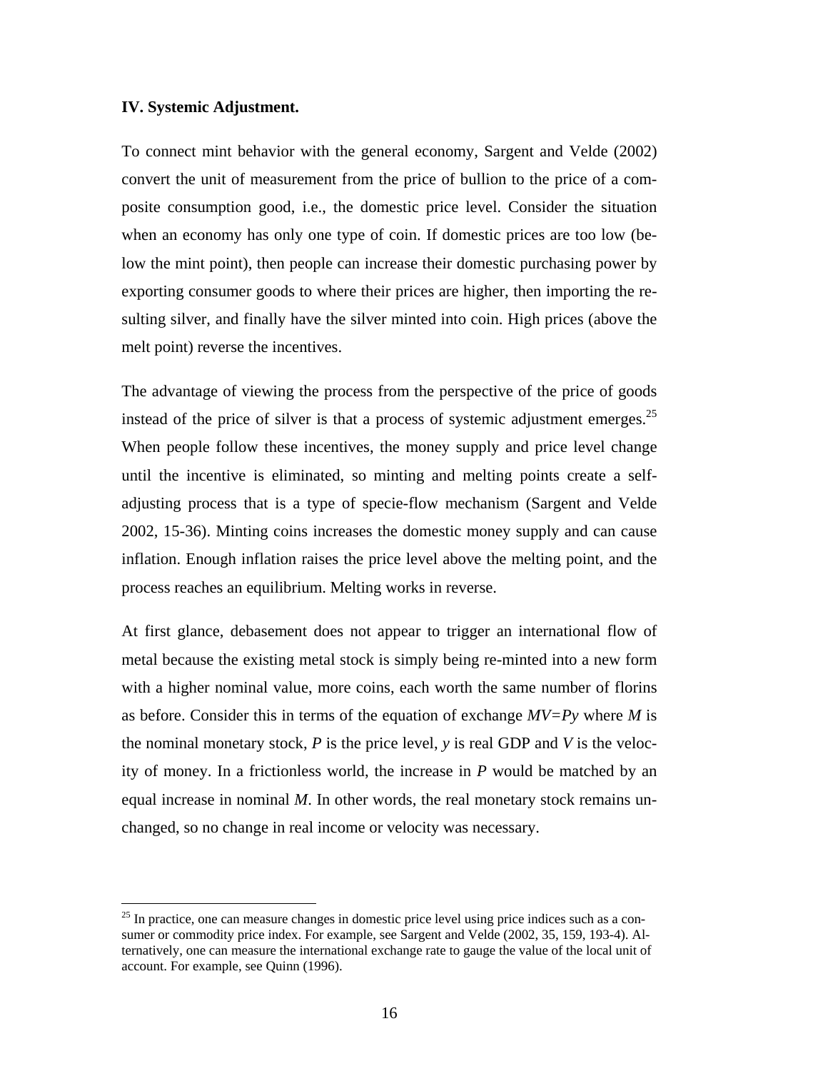### IV. Systemic Adjustment.

To connect mint behavior with the general economy, Sargent and Velde (2002) convert the unit of measurement from the price of bullion to the price of a composite consumption good, i.e., the domestic price level. Consider the situation when an economy has only one type of coin. If domestic prices are too low (below the mint point), then people can increase their domestic purchasing power by exporting consumer goods to where their prices are higher, then importing the resulting silver, and finally have the silver minted into coin. High prices (above the melt point) reverse the incentives.

The advantage of viewing the process from the perspective of the price of goods instead of the price of silver is that a process of systemic adjustment emerges.[25] When people follow these incentives, the money supply and price level change until the incentive is eliminated, so minting and melting points create a self-adjusting process that is a type of specie-flow mechanism (Sargent and Velde 2002, 15-36). Minting coins increases the domestic money supply and can cause inflation. Enough inflation raises the price level above the melting point, and the process reaches an equilibrium. Melting works in reverse.

At first glance, debasement does not appear to trigger an international flow of metal because the existing metal stock is simply being re-minted into a new form with a higher nominal value, more coins, each worth the same number of florins as before. Consider this in terms of the equation of exchange $MV=Py$ where $M$ is the nominal monetary stock, $P$ is the price level, $y$ is real GDP and $V$ is the velocity of money. In a frictionless world, the increase in $P$ would be matched by an equal increase in nominal $M$. In other words, the real monetary stock remains unchanged, so no change in real income or velocity was necessary.

[25] In practice, one can measure changes in domestic price level using price indices such as a consumer or commodity price index. For example, see Sargent and Velde (2002, 35, 159, 193-4). Alternatively, one can measure the international exchange rate to gauge the value of the local unit of account. For example, see Quinn (1996).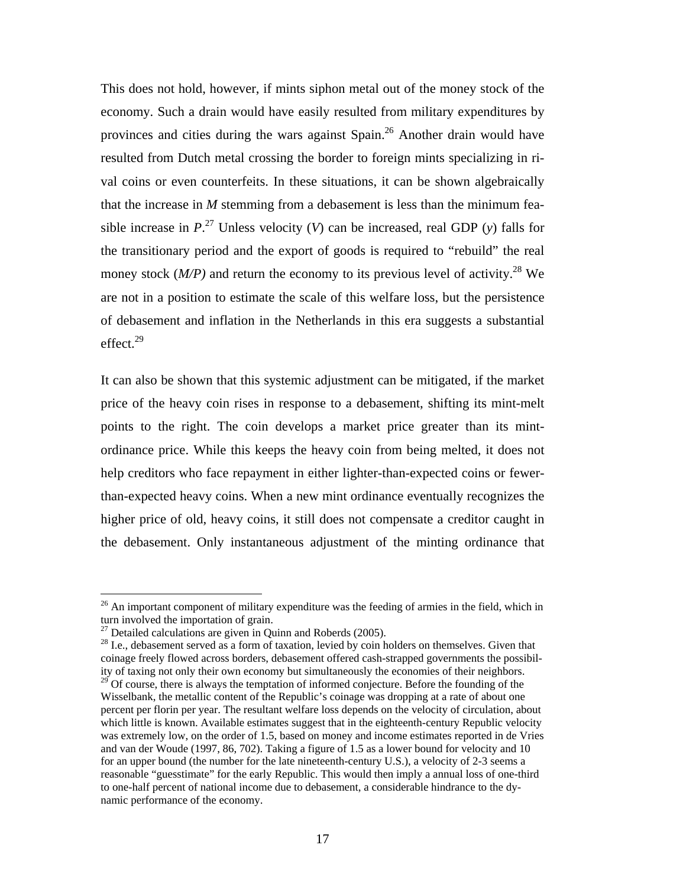This does not hold, however, if mints siphon metal out of the money stock of the economy. Such a drain would have easily resulted from military expenditures by provinces and cities during the wars against Spain.[26] Another drain would have resulted from Dutch metal crossing the border to foreign mints specializing in rival coins or even counterfeits. In these situations, it can be shown algebraically that the increase in $M$ stemming from a debasement is less than the minimum feasible increase in $P$.[27] Unless velocity ($V$) can be increased, real GDP ($y$) falls for the transitionary period and the export of goods is required to "rebuild" the real money stock ($M/P$) and return the economy to its previous level of activity.[28] We are not in a position to estimate the scale of this welfare loss, but the persistence of debasement and inflation in the Netherlands in this era suggests a substantial effect.[29]

It can also be shown that this systemic adjustment can be mitigated, if the market price of the heavy coin rises in response to a debasement, shifting its mint-melt points to the right. The coin develops a market price greater than its mint-ordinance price. While this keeps the heavy coin from being melted, it does not help creditors who face repayment in either lighter-than-expected coins or fewer-than-expected heavy coins. When a new mint ordinance eventually recognizes the higher price of old, heavy coins, it still does not compensate a creditor caught in the debasement. Only instantaneous adjustment of the minting ordinance that

---

[26] An important component of military expenditure was the feeding of armies in the field, which in turn involved the importation of grain.

[27] Detailed calculations are given in Quinn and Roberds (2005).

[28] I.e., debasement served as a form of taxation, levied by coin holders on themselves. Given that coinage freely flowed across borders, debasement offered cash-strapped governments the possibility of taxing not only their own economy but simultaneously the economies of their neighbors.

[29] Of course, there is always the temptation of informed conjecture. Before the founding of the Wisselbank, the metallic content of the Republic's coinage was dropping at a rate of about one percent per florin per year. The resultant welfare loss depends on the velocity of circulation, about which little is known. Available estimates suggest that in the eighteenth-century Republic velocity was extremely low, on the order of 1.5, based on money and income estimates reported in de Vries and van der Woude (1997, 86, 702). Taking a figure of 1.5 as a lower bound for velocity and 10 for an upper bound (the number for the late nineteenth-century U.S.), a velocity of 2-3 seems a reasonable "guesstimate" for the early Republic. This would then imply a annual loss of one-third to one-half percent of national income due to debasement, a considerable hindrance to the dynamic performance of the economy.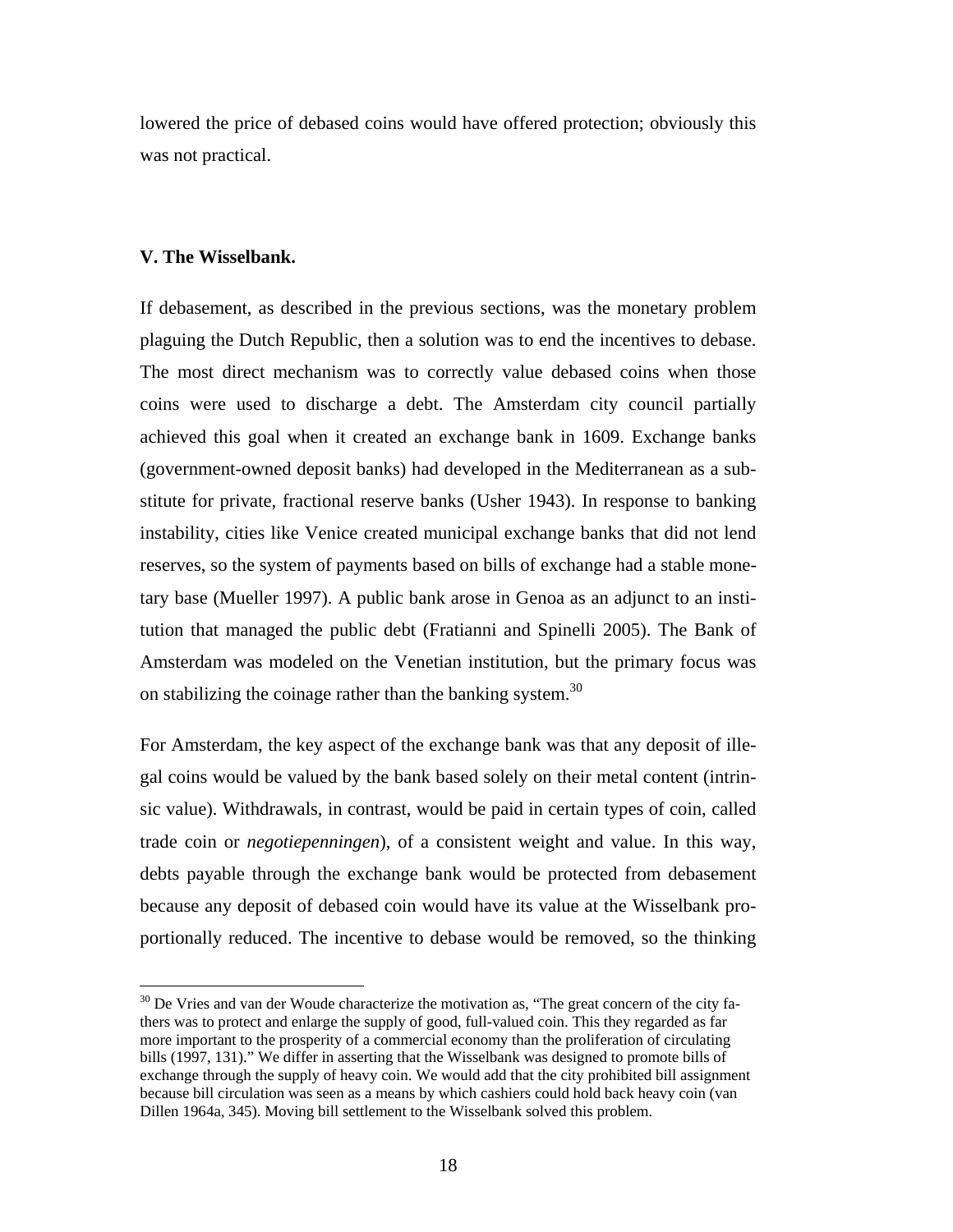lowered the price of debased coins would have offered protection; obviously this was not practical.

### V. The Wisselbank.

If debasement, as described in the previous sections, was the monetary problem plaguing the Dutch Republic, then a solution was to end the incentives to debase. The most direct mechanism was to correctly value debased coins when those coins were used to discharge a debt. The Amsterdam city council partially achieved this goal when it created an exchange bank in 1609. Exchange banks (government-owned deposit banks) had developed in the Mediterranean as a substitute for private, fractional reserve banks (Usher 1943). In response to banking instability, cities like Venice created municipal exchange banks that did not lend reserves, so the system of payments based on bills of exchange had a stable monetary base (Mueller 1997). A public bank arose in Genoa as an adjunct to an institution that managed the public debt (Fratianni and Spinelli 2005). The Bank of Amsterdam was modeled on the Venetian institution, but the primary focus was on stabilizing the coinage rather than the banking system.[30]

For Amsterdam, the key aspect of the exchange bank was that any deposit of illegal coins would be valued by the bank based solely on their metal content (intrinsic value). Withdrawals, in contrast, would be paid in certain types of coin, called trade coin or *negotiepenningen*), of a consistent weight and value. In this way, debts payable through the exchange bank would be protected from debasement because any deposit of debased coin would have its value at the Wisselbank proportionally reduced. The incentive to debase would be removed, so the thinking

---

[30] De Vries and van der Woude characterize the motivation as, "The great concern of the city fathers was to protect and enlarge the supply of good, full-valued coin. This they regarded as far more important to the prosperity of a commercial economy than the proliferation of circulating bills (1997, 131)." We differ in asserting that the Wisselbank was designed to promote bills of exchange through the supply of heavy coin. We would add that the city prohibited bill assignment because bill circulation was seen as a means by which cashiers could hold back heavy coin (van Dillen 1964a, 345). Moving bill settlement to the Wisselbank solved this problem.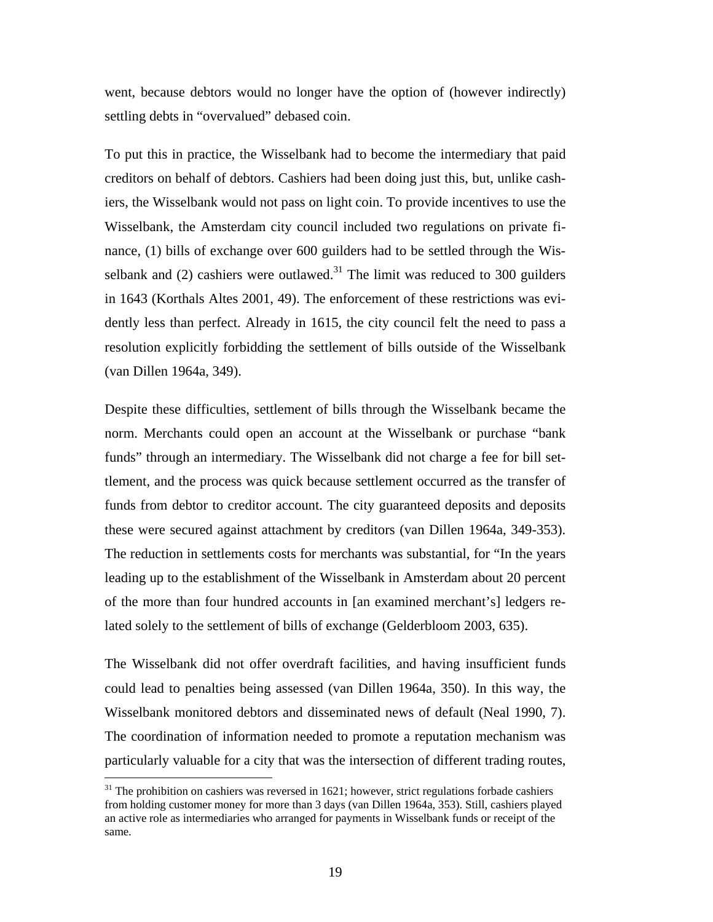went, because debtors would no longer have the option of (however indirectly) settling debts in "overvalued" debased coin.

To put this in practice, the Wisselbank had to become the intermediary that paid creditors on behalf of debtors. Cashiers had been doing just this, but, unlike cashiers, the Wisselbank would not pass on light coin. To provide incentives to use the Wisselbank, the Amsterdam city council included two regulations on private finance, (1) bills of exchange over 600 guilders had to be settled through the Wisselbank and (2) cashiers were outlawed.[31] The limit was reduced to 300 guilders in 1643 (Korthals Altes 2001, 49). The enforcement of these restrictions was evidently less than perfect. Already in 1615, the city council felt the need to pass a resolution explicitly forbidding the settlement of bills outside of the Wisselbank (van Dillen 1964a, 349).

Despite these difficulties, settlement of bills through the Wisselbank became the norm. Merchants could open an account at the Wisselbank or purchase "bank funds" through an intermediary. The Wisselbank did not charge a fee for bill settlement, and the process was quick because settlement occurred as the transfer of funds from debtor to creditor account. The city guaranteed deposits and deposits these were secured against attachment by creditors (van Dillen 1964a, 349-353). The reduction in settlements costs for merchants was substantial, for "In the years leading up to the establishment of the Wisselbank in Amsterdam about 20 percent of the more than four hundred accounts in [an examined merchant's] ledgers related solely to the settlement of bills of exchange (Gelderbloom 2003, 635).

The Wisselbank did not offer overdraft facilities, and having insufficient funds could lead to penalties being assessed (van Dillen 1964a, 350). In this way, the Wisselbank monitored debtors and disseminated news of default (Neal 1990, 7). The coordination of information needed to promote a reputation mechanism was particularly valuable for a city that was the intersection of different trading routes,

[31] The prohibition on cashiers was reversed in 1621; however, strict regulations forbade cashiers from holding customer money for more than 3 days (van Dillen 1964a, 353). Still, cashiers played an active role as intermediaries who arranged for payments in Wisselbank funds or receipt of the same.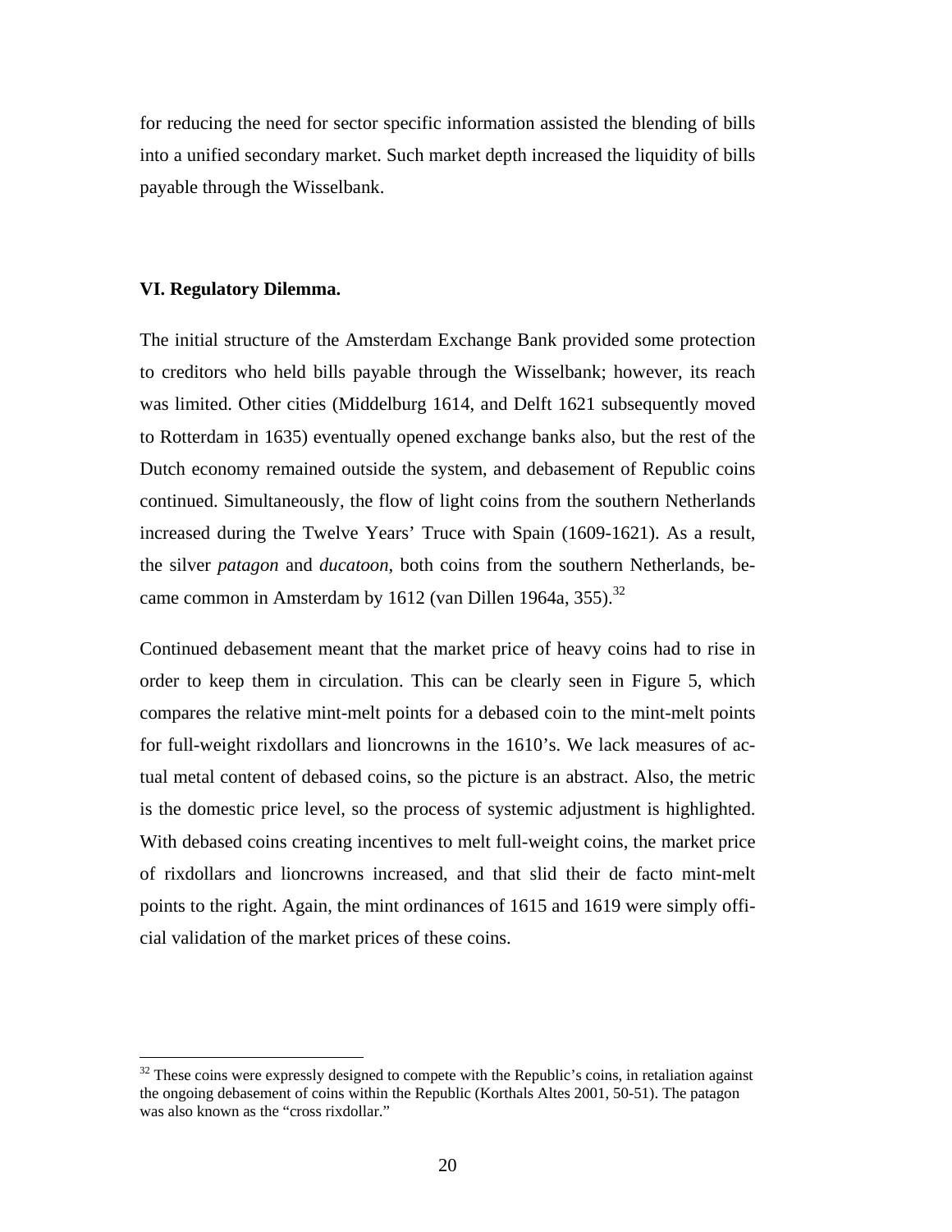for reducing the need for sector specific information assisted the blending of bills into a unified secondary market. Such market depth increased the liquidity of bills payable through the Wisselbank.

## VI. Regulatory Dilemma.

The initial structure of the Amsterdam Exchange Bank provided some protection to creditors who held bills payable through the Wisselbank; however, its reach was limited. Other cities (Middelburg 1614, and Delft 1621 subsequently moved to Rotterdam in 1635) eventually opened exchange banks also, but the rest of the Dutch economy remained outside the system, and debasement of Republic coins continued. Simultaneously, the flow of light coins from the southern Netherlands increased during the Twelve Years' Truce with Spain (1609-1621). As a result, the silver *patagon* and *ducatoon*, both coins from the southern Netherlands, became common in Amsterdam by 1612 (van Dillen 1964a, 355).[32]

Continued debasement meant that the market price of heavy coins had to rise in order to keep them in circulation. This can be clearly seen in Figure 5, which compares the relative mint-melt points for a debased coin to the mint-melt points for full-weight rixdollars and lioncrowns in the 1610's. We lack measures of actual metal content of debased coins, so the picture is an abstract. Also, the metric is the domestic price level, so the process of systemic adjustment is highlighted. With debased coins creating incentives to melt full-weight coins, the market price of rixdollars and lioncrowns increased, and that slid their de facto mint-melt points to the right. Again, the mint ordinances of 1615 and 1619 were simply official validation of the market prices of these coins.

[32] These coins were expressly designed to compete with the Republic's coins, in retaliation against the ongoing debasement of coins within the Republic (Korthals Altes 2001, 50-51). The patagon was also known as the "cross rixdollar."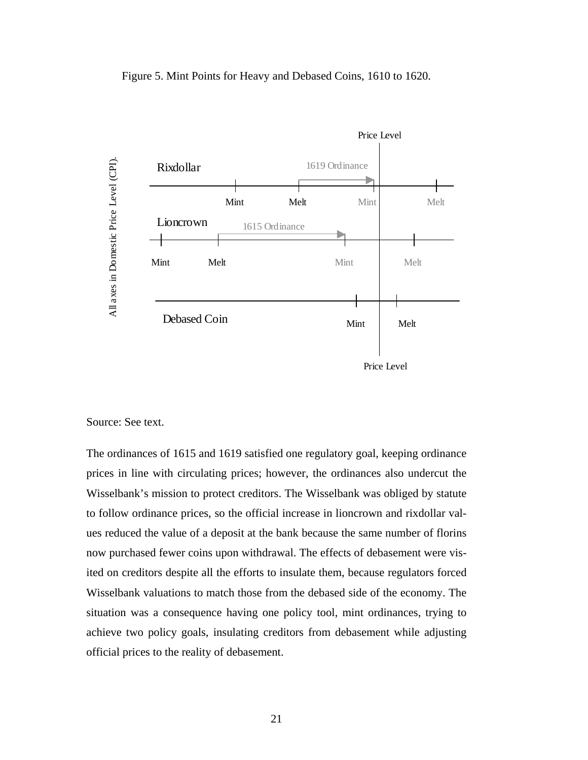Figure 5. Mint Points for Heavy and Debased Coins, 1610 to 1620.

Source: See text.

The ordinances of 1615 and 1619 satisfied one regulatory goal, keeping ordinance prices in line with circulating prices; however, the ordinances also undercut the Wisselbank's mission to protect creditors. The Wisselbank was obliged by statute to follow ordinance prices, so the official increase in lioncrown and rixdollar values reduced the value of a deposit at the bank because the same number of florins now purchased fewer coins upon withdrawal. The effects of debasement were visited on creditors despite all the efforts to insulate them, because regulators forced Wisselbank valuations to match those from the debased side of the economy. The situation was a consequence having one policy tool, mint ordinances, trying to achieve two policy goals, insulating creditors from debasement while adjusting official prices to the reality of debasement.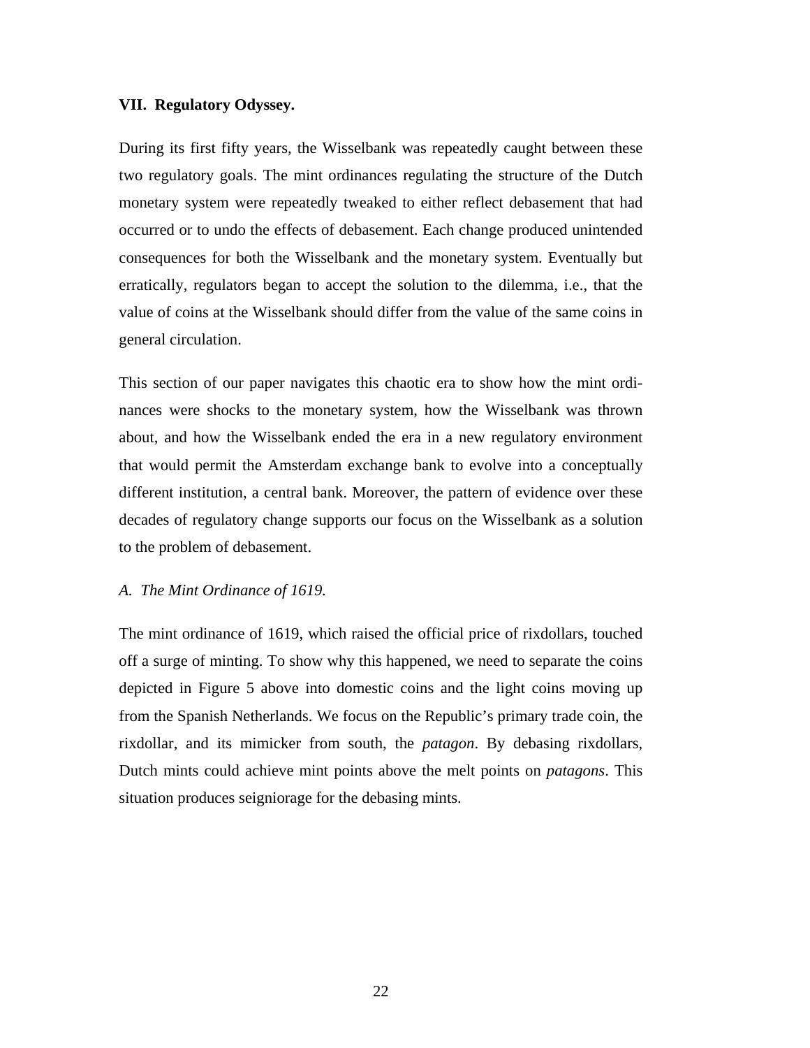## VII. Regulatory Odyssey.

During its first fifty years, the Wisselbank was repeatedly caught between these two regulatory goals. The mint ordinances regulating the structure of the Dutch monetary system were repeatedly tweaked to either reflect debasement that had occurred or to undo the effects of debasement. Each change produced unintended consequences for both the Wisselbank and the monetary system. Eventually but erratically, regulators began to accept the solution to the dilemma, i.e., that the value of coins at the Wisselbank should differ from the value of the same coins in general circulation.

This section of our paper navigates this chaotic era to show how the mint ordinances were shocks to the monetary system, how the Wisselbank was thrown about, and how the Wisselbank ended the era in a new regulatory environment that would permit the Amsterdam exchange bank to evolve into a conceptually different institution, a central bank. Moreover, the pattern of evidence over these decades of regulatory change supports our focus on the Wisselbank as a solution to the problem of debasement.

### *A. The Mint Ordinance of 1619.*

The mint ordinance of 1619, which raised the official price of rixdollars, touched off a surge of minting. To show why this happened, we need to separate the coins depicted in Figure 5 above into domestic coins and the light coins moving up from the Spanish Netherlands. We focus on the Republic's primary trade coin, the rixdollar, and its mimicker from south, the *patagon*. By debasing rixdollars, Dutch mints could achieve mint points above the melt points on *patagons*. This situation produces seigniorage for the debasing mints.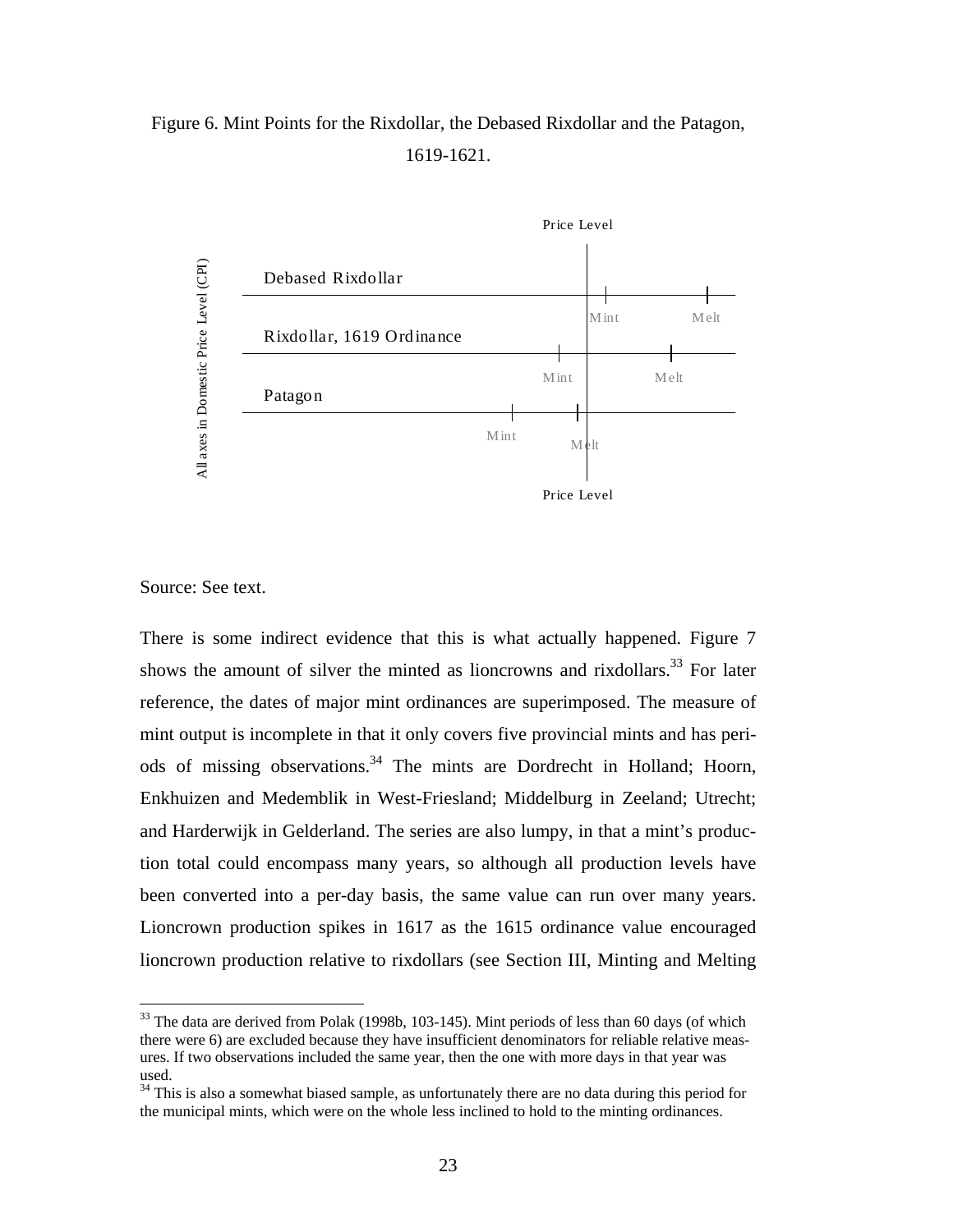Figure 6. Mint Points for the Rixdollar, the Debased Rixdollar and the Patagon, 1619-1621.

Price Level

All axes in Domestic Price Level (CPI)

Debased Rixdollar — Mint, Melt

Rixdollar, 1619 Ordinance — Mint, Melt

Patagon — Mint, Melt

Price Level

Source: See text.

There is some indirect evidence that this is what actually happened. Figure 7 shows the amount of silver the minted as lioncrowns and rixdollars.[33] For later reference, the dates of major mint ordinances are superimposed. The measure of mint output is incomplete in that it only covers five provincial mints and has periods of missing observations.[34] The mints are Dordrecht in Holland; Hoorn, Enkhuizen and Medemblik in West-Friesland; Middelburg in Zeeland; Utrecht; and Harderwijk in Gelderland. The series are also lumpy, in that a mint's production total could encompass many years, so although all production levels have been converted into a per-day basis, the same value can run over many years. Lioncrown production spikes in 1617 as the 1615 ordinance value encouraged lioncrown production relative to rixdollars (see Section III, Minting and Melting

[33] The data are derived from Polak (1998b, 103-145). Mint periods of less than 60 days (of which there were 6) are excluded because they have insufficient denominators for reliable relative measures. If two observations included the same year, then the one with more days in that year was used.

[34] This is also a somewhat biased sample, as unfortunately there are no data during this period for the municipal mints, which were on the whole less inclined to hold to the minting ordinances.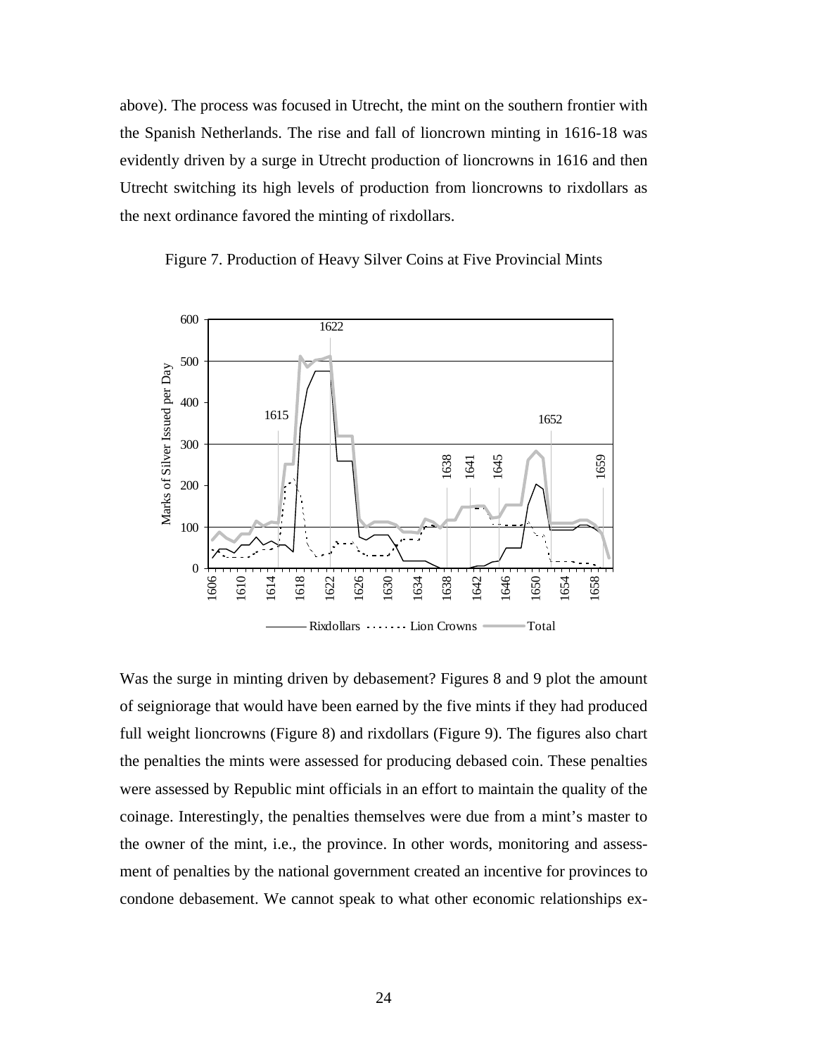above). The process was focused in Utrecht, the mint on the southern frontier with the Spanish Netherlands. The rise and fall of lioncrown minting in 1616-18 was evidently driven by a surge in Utrecht production of lioncrowns in 1616 and then Utrecht switching its high levels of production from lioncrowns to rixdollars as the next ordinance favored the minting of rixdollars.

Figure 7. Production of Heavy Silver Coins at Five Provincial Mints

Was the surge in minting driven by debasement? Figures 8 and 9 plot the amount of seigniorage that would have been earned by the five mints if they had produced full weight lioncrowns (Figure 8) and rixdollars (Figure 9). The figures also chart the penalties the mints were assessed for producing debased coin. These penalties were assessed by Republic mint officials in an effort to maintain the quality of the coinage. Interestingly, the penalties themselves were due from a mint's master to the owner of the mint, i.e., the province. In other words, monitoring and assessment of penalties by the national government created an incentive for provinces to condone debasement. We cannot speak to what other economic relationships ex-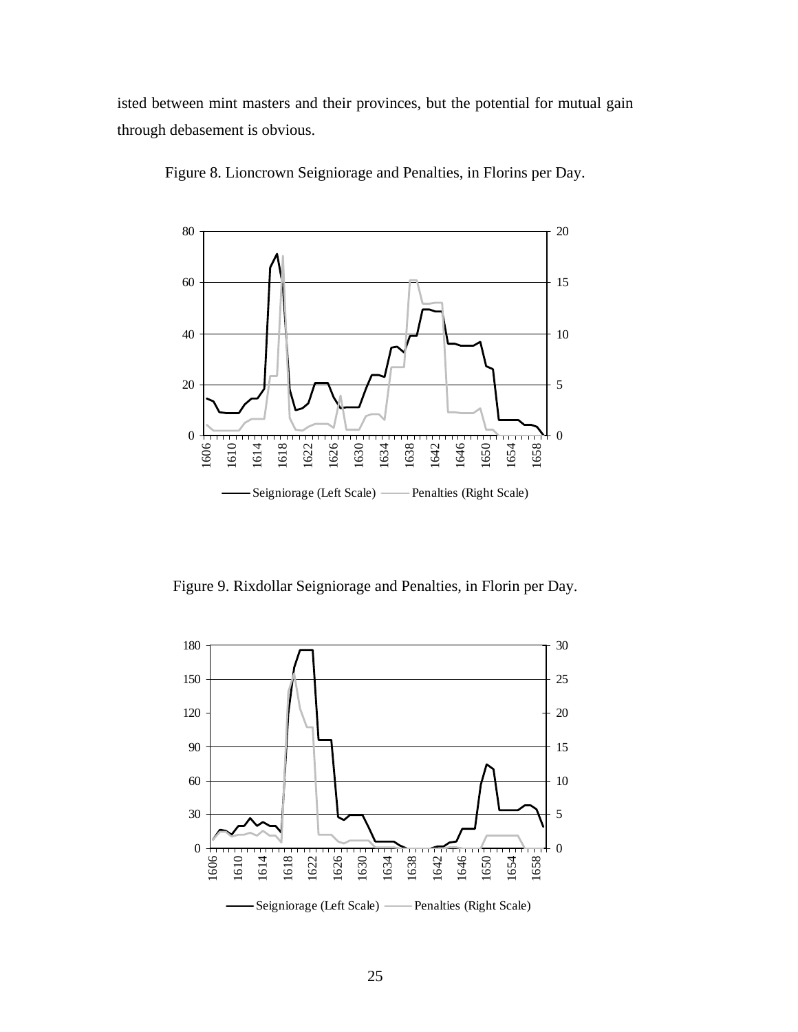isted between mint masters and their provinces, but the potential for mutual gain through debasement is obvious.

Figure 8. Lioncrown Seigniorage and Penalties, in Florins per Day.

Figure 9. Rixdollar Seigniorage and Penalties, in Florin per Day.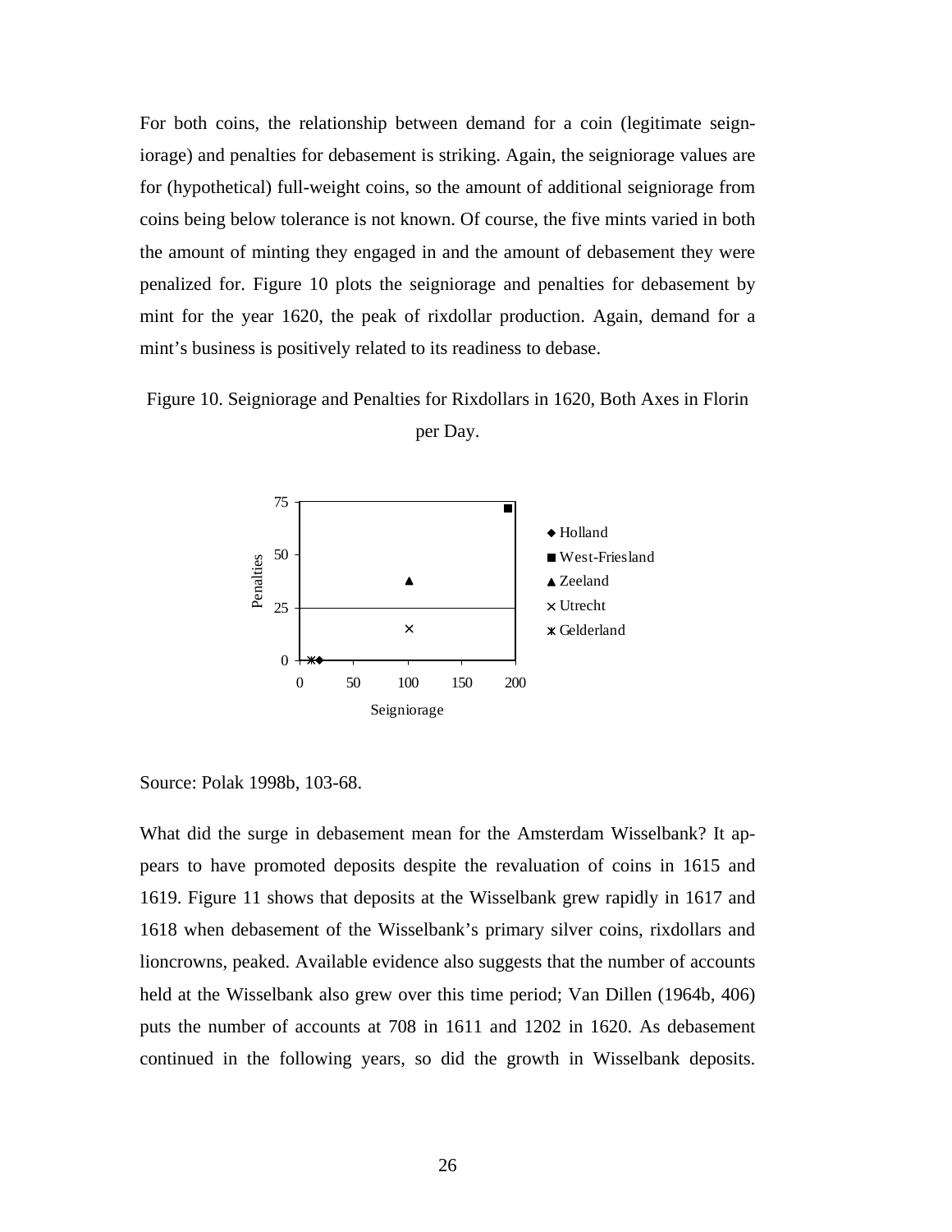For both coins, the relationship between demand for a coin (legitimate seigniorage) and penalties for debasement is striking. Again, the seigniorage values are for (hypothetical) full-weight coins, so the amount of additional seigniorage from coins being below tolerance is not known. Of course, the five mints varied in both the amount of minting they engaged in and the amount of debasement they were penalized for. Figure 10 plots the seigniorage and penalties for debasement by mint for the year 1620, the peak of rixdollar production. Again, demand for a mint's business is positively related to its readiness to debase.

Figure 10. Seigniorage and Penalties for Rixdollars in 1620, Both Axes in Florin per Day.

Source: Polak 1998b, 103-68.

What did the surge in debasement mean for the Amsterdam Wisselbank? It appears to have promoted deposits despite the revaluation of coins in 1615 and 1619. Figure 11 shows that deposits at the Wisselbank grew rapidly in 1617 and 1618 when debasement of the Wisselbank's primary silver coins, rixdollars and lioncrowns, peaked. Available evidence also suggests that the number of accounts held at the Wisselbank also grew over this time period; Van Dillen (1964b, 406) puts the number of accounts at 708 in 1611 and 1202 in 1620. As debasement continued in the following years, so did the growth in Wisselbank deposits.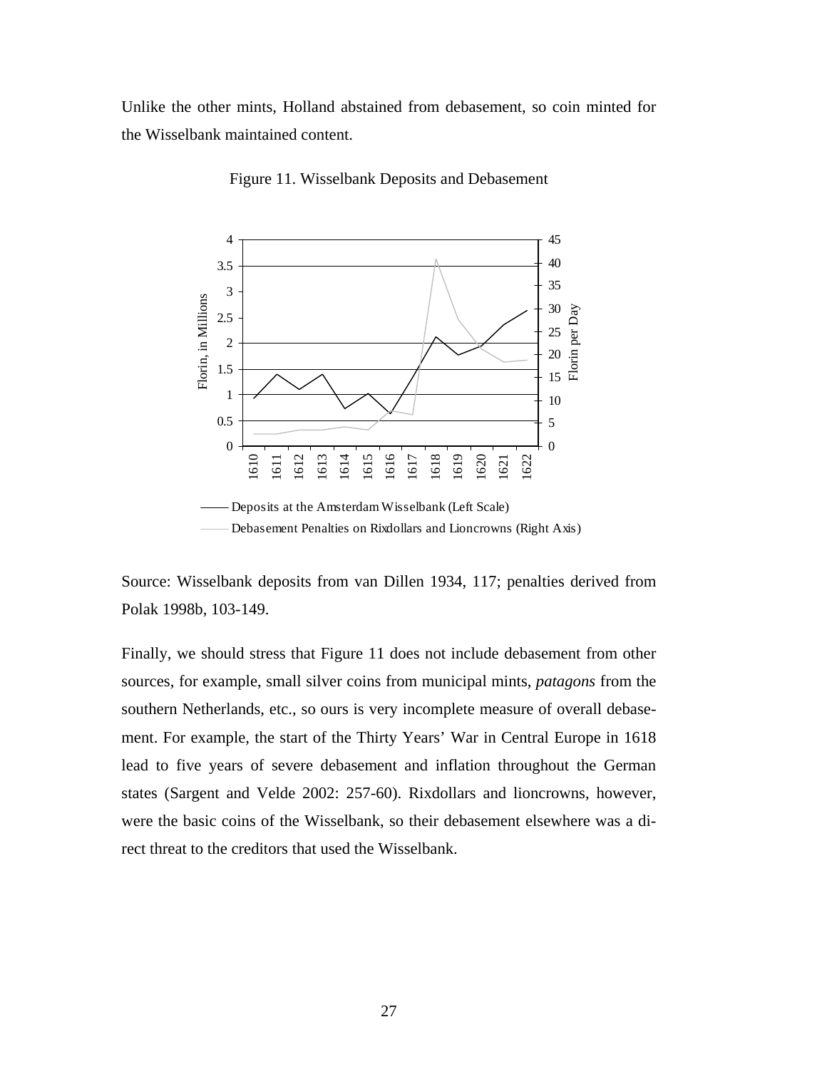Unlike the other mints, Holland abstained from debasement, so coin minted for the Wisselbank maintained content.

Figure 11. Wisselbank Deposits and Debasement

Source: Wisselbank deposits from van Dillen 1934, 117; penalties derived from Polak 1998b, 103-149.

Finally, we should stress that Figure 11 does not include debasement from other sources, for example, small silver coins from municipal mints, *patagons* from the southern Netherlands, etc., so ours is very incomplete measure of overall debasement. For example, the start of the Thirty Years' War in Central Europe in 1618 lead to five years of severe debasement and inflation throughout the German states (Sargent and Velde 2002: 257-60). Rixdollars and lioncrowns, however, were the basic coins of the Wisselbank, so their debasement elsewhere was a direct threat to the creditors that used the Wisselbank.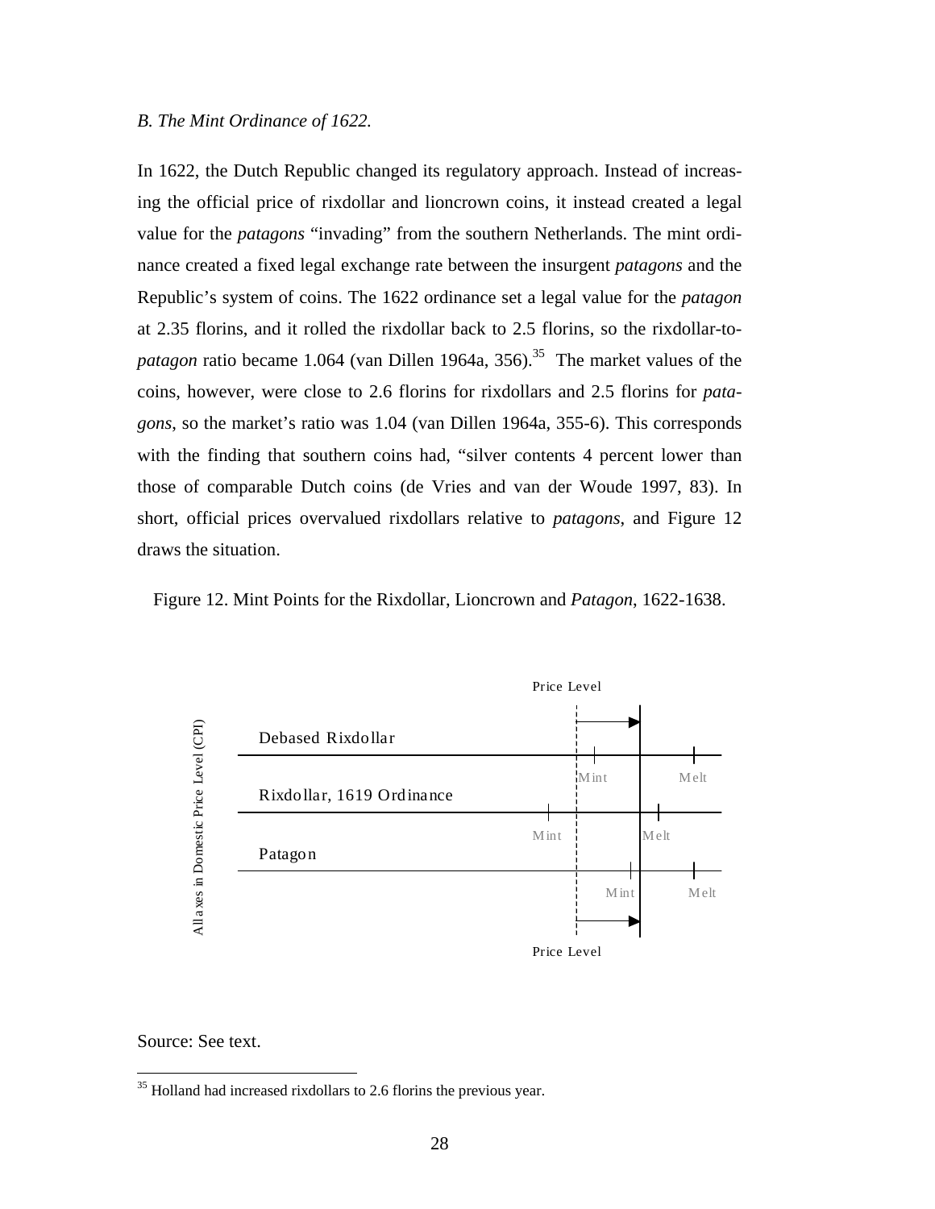*B. The Mint Ordinance of 1622.*

In 1622, the Dutch Republic changed its regulatory approach. Instead of increasing the official price of rixdollar and lioncrown coins, it instead created a legal value for the *patagons* "invading" from the southern Netherlands. The mint ordinance created a fixed legal exchange rate between the insurgent *patagons* and the Republic's system of coins. The 1622 ordinance set a legal value for the *patagon* at 2.35 florins, and it rolled the rixdollar back to 2.5 florins, so the rixdollar-to-*patagon* ratio became 1.064 (van Dillen 1964a, 356).[35] The market values of the coins, however, were close to 2.6 florins for rixdollars and 2.5 florins for *patagons*, so the market's ratio was 1.04 (van Dillen 1964a, 355-6). This corresponds with the finding that southern coins had, "silver contents 4 percent lower than those of comparable Dutch coins (de Vries and van der Woude 1997, 83). In short, official prices overvalued rixdollars relative to *patagons*, and Figure 12 draws the situation.

Figure 12. Mint Points for the Rixdollar, Lioncrown and *Patagon*, 1622-1638.

Price Level

All axes in Domestic Price Level (CPI)

Debased Rixdollar — Mint, Melt

Rixdollar, 1619 Ordinance — Mint, Melt

Patagon — Mint, Melt

Price Level

Source: See text.

[35] Holland had increased rixdollars to 2.6 florins the previous year.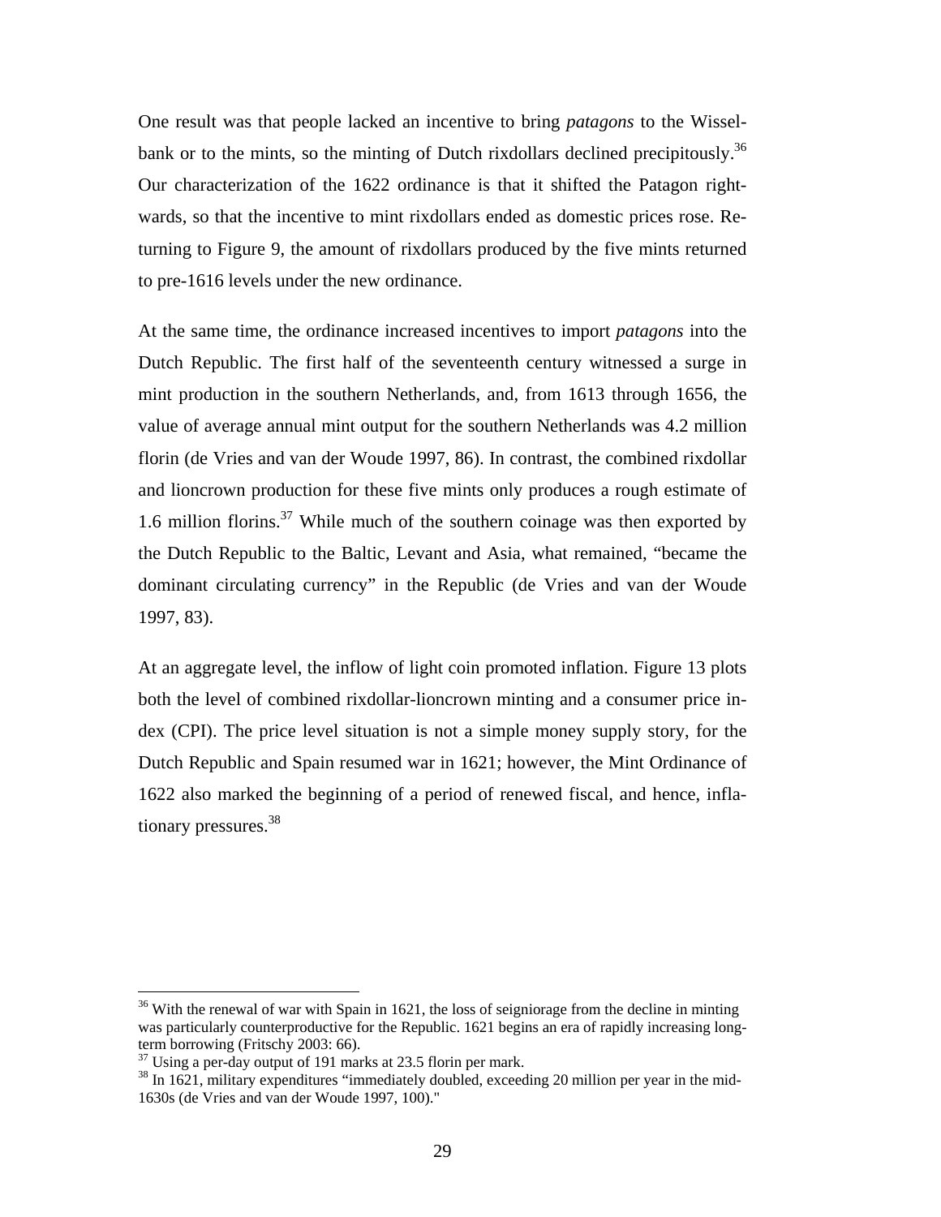One result was that people lacked an incentive to bring *patagons* to the Wisselbank or to the mints, so the minting of Dutch rixdollars declined precipitously.[36] Our characterization of the 1622 ordinance is that it shifted the Patagon rightwards, so that the incentive to mint rixdollars ended as domestic prices rose. Returning to Figure 9, the amount of rixdollars produced by the five mints returned to pre-1616 levels under the new ordinance.

At the same time, the ordinance increased incentives to import *patagons* into the Dutch Republic. The first half of the seventeenth century witnessed a surge in mint production in the southern Netherlands, and, from 1613 through 1656, the value of average annual mint output for the southern Netherlands was 4.2 million florin (de Vries and van der Woude 1997, 86). In contrast, the combined rixdollar and lioncrown production for these five mints only produces a rough estimate of 1.6 million florins.[37] While much of the southern coinage was then exported by the Dutch Republic to the Baltic, Levant and Asia, what remained, "became the dominant circulating currency" in the Republic (de Vries and van der Woude 1997, 83).

At an aggregate level, the inflow of light coin promoted inflation. Figure 13 plots both the level of combined rixdollar-lioncrown minting and a consumer price index (CPI). The price level situation is not a simple money supply story, for the Dutch Republic and Spain resumed war in 1621; however, the Mint Ordinance of 1622 also marked the beginning of a period of renewed fiscal, and hence, inflationary pressures.[38]

---

[36] With the renewal of war with Spain in 1621, the loss of seigniorage from the decline in minting was particularly counterproductive for the Republic. 1621 begins an era of rapidly increasing long-term borrowing (Fritschy 2003: 66).

[37] Using a per-day output of 191 marks at 23.5 florin per mark.

[38] In 1621, military expenditures "immediately doubled, exceeding 20 million per year in the mid-1630s (de Vries and van der Woude 1997, 100)."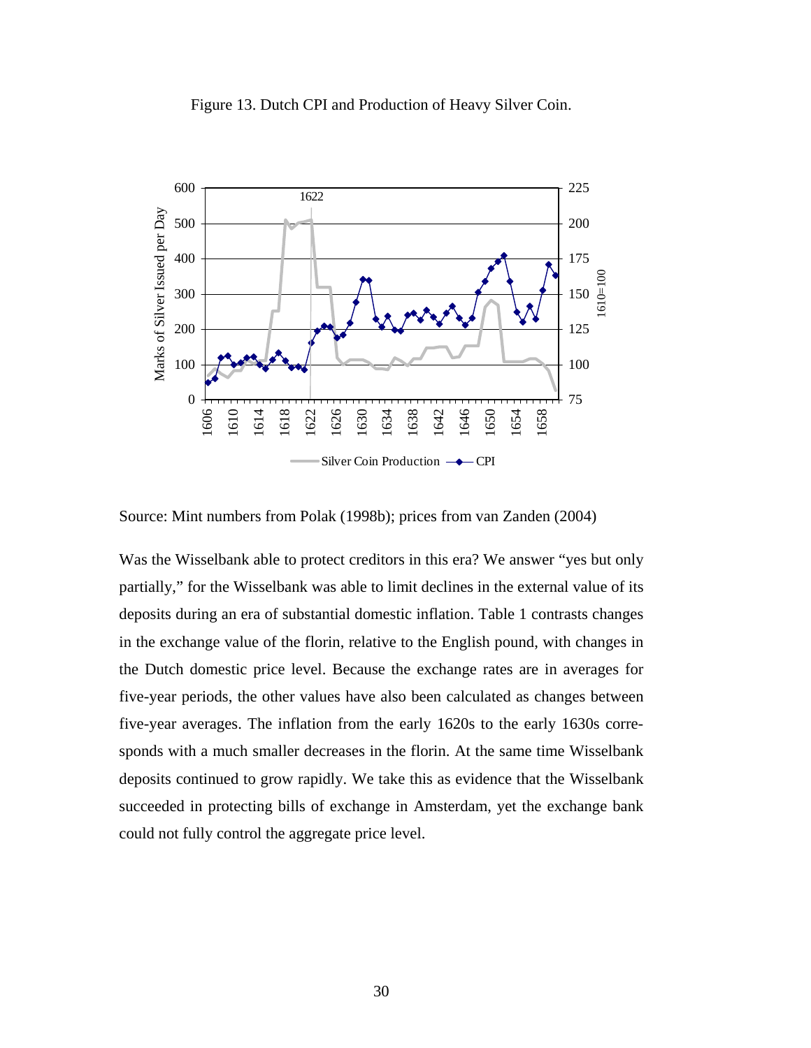Figure 13. Dutch CPI and Production of Heavy Silver Coin.

Source: Mint numbers from Polak (1998b); prices from van Zanden (2004)

Was the Wisselbank able to protect creditors in this era? We answer "yes but only partially," for the Wisselbank was able to limit declines in the external value of its deposits during an era of substantial domestic inflation. Table 1 contrasts changes in the exchange value of the florin, relative to the English pound, with changes in the Dutch domestic price level. Because the exchange rates are in averages for five-year periods, the other values have also been calculated as changes between five-year averages. The inflation from the early 1620s to the early 1630s corresponds with a much smaller decreases in the florin. At the same time Wisselbank deposits continued to grow rapidly. We take this as evidence that the Wisselbank succeeded in protecting bills of exchange in Amsterdam, yet the exchange bank could not fully control the aggregate price level.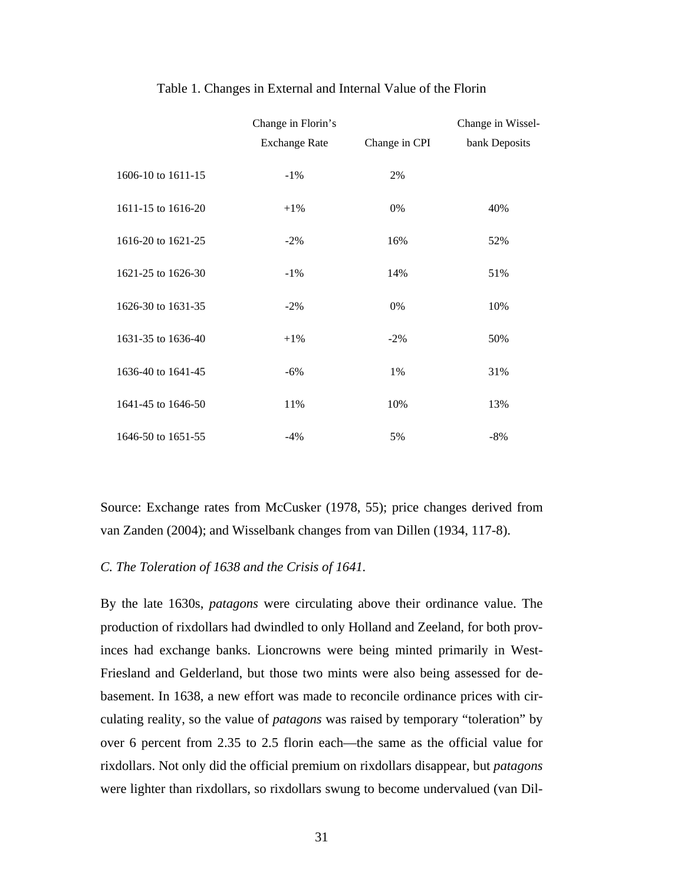Table 1. Changes in External and Internal Value of the Florin

| | Change in Florin's Exchange Rate | Change in CPI | Change in Wisselbank Deposits |
|---|---|---|---|
| 1606-10 to 1611-15 | -1% | 2% | |
| 1611-15 to 1616-20 | +1% | 0% | 40% |
| 1616-20 to 1621-25 | -2% | 16% | 52% |
| 1621-25 to 1626-30 | -1% | 14% | 51% |
| 1626-30 to 1631-35 | -2% | 0% | 10% |
| 1631-35 to 1636-40 | +1% | -2% | 50% |
| 1636-40 to 1641-45 | -6% | 1% | 31% |
| 1641-45 to 1646-50 | 11% | 10% | 13% |
| 1646-50 to 1651-55 | -4% | 5% | -8% |

Source: Exchange rates from McCusker (1978, 55); price changes derived from van Zanden (2004); and Wisselbank changes from van Dillen (1934, 117-8).

*C. The Toleration of 1638 and the Crisis of 1641.*

By the late 1630s, *patagons* were circulating above their ordinance value. The production of rixdollars had dwindled to only Holland and Zeeland, for both provinces had exchange banks. Lioncrowns were being minted primarily in West-Friesland and Gelderland, but those two mints were also being assessed for debasement. In 1638, a new effort was made to reconcile ordinance prices with circulating reality, so the value of *patagons* was raised by temporary "toleration" by over 6 percent from 2.35 to 2.5 florin each—the same as the official value for rixdollars. Not only did the official premium on rixdollars disappear, but *patagons* were lighter than rixdollars, so rixdollars swung to become undervalued (van Dil-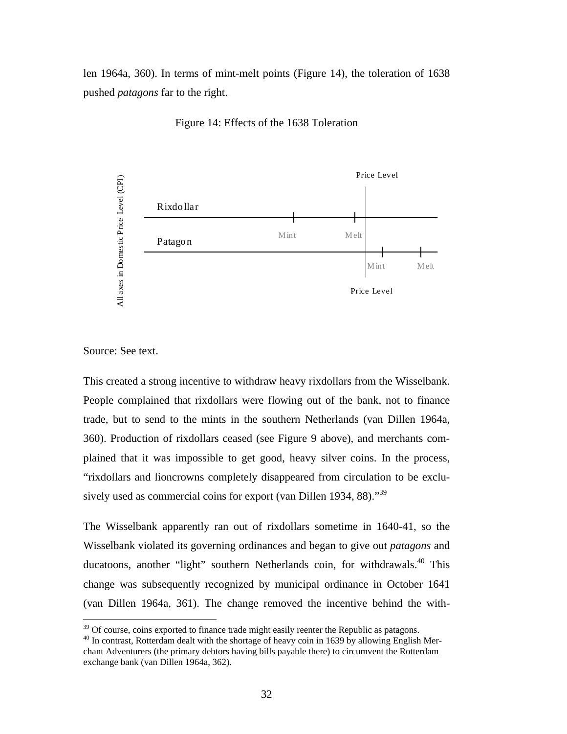len 1964a, 360). In terms of mint-melt points (Figure 14), the toleration of 1638 pushed *patagons* far to the right.

Figure 14: Effects of the 1638 Toleration

All axes in Domestic Price Level (CPI)

Price Level

Rixdollar

Mint Melt

Patagon

Mint Melt

Price Level

Source: See text.

This created a strong incentive to withdraw heavy rixdollars from the Wisselbank. People complained that rixdollars were flowing out of the bank, not to finance trade, but to send to the mints in the southern Netherlands (van Dillen 1964a, 360). Production of rixdollars ceased (see Figure 9 above), and merchants complained that it was impossible to get good, heavy silver coins. In the process, "rixdollars and lioncrowns completely disappeared from circulation to be exclusively used as commercial coins for export (van Dillen 1934, 88)."[39]

The Wisselbank apparently ran out of rixdollars sometime in 1640-41, so the Wisselbank violated its governing ordinances and began to give out *patagons* and ducatoons, another "light" southern Netherlands coin, for withdrawals.[40] This change was subsequently recognized by municipal ordinance in October 1641 (van Dillen 1964a, 361). The change removed the incentive behind the with-

[39] Of course, coins exported to finance trade might easily reenter the Republic as patagons.

[40] In contrast, Rotterdam dealt with the shortage of heavy coin in 1639 by allowing English Merchant Adventurers (the primary debtors having bills payable there) to circumvent the Rotterdam exchange bank (van Dillen 1964a, 362).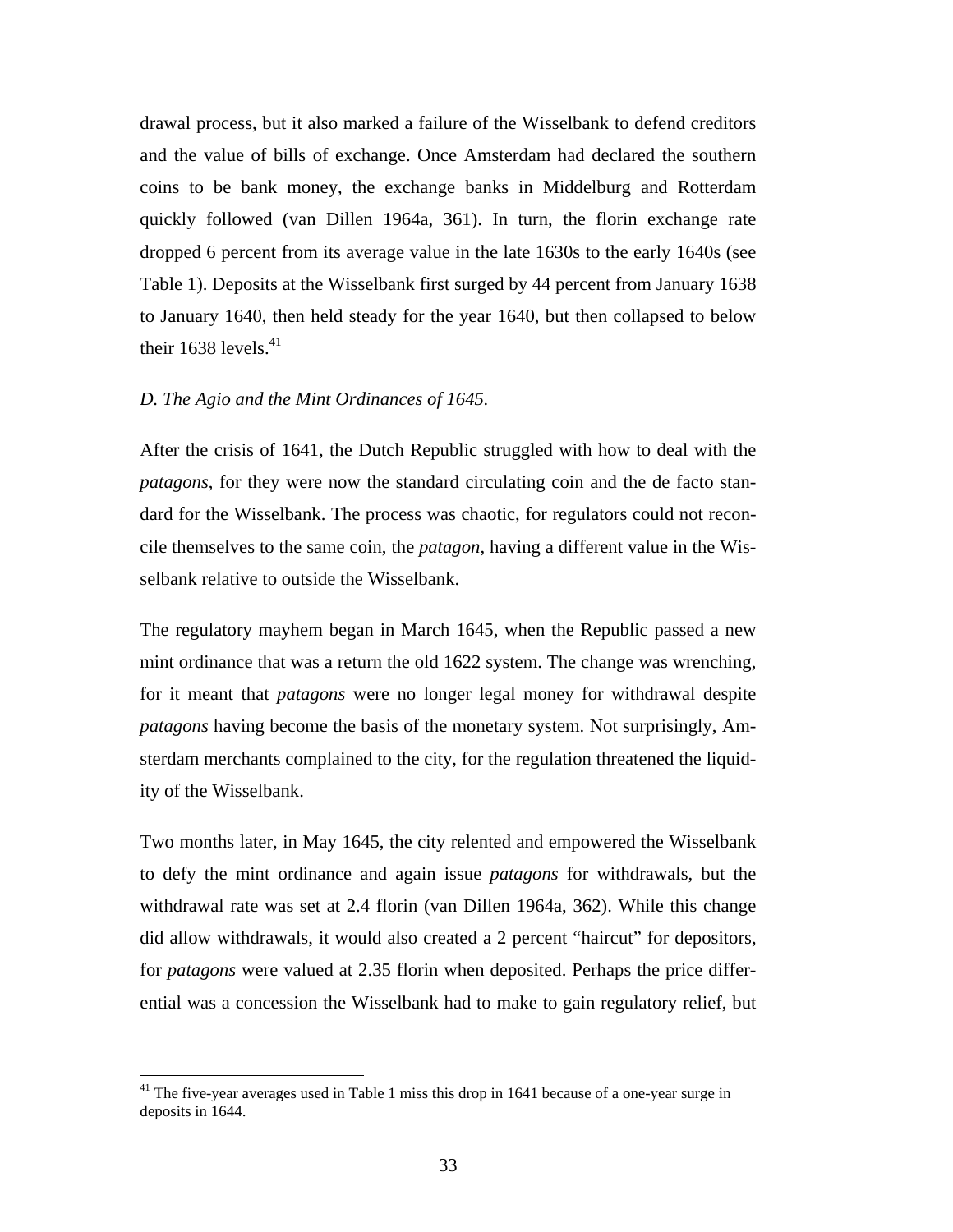drawal process, but it also marked a failure of the Wisselbank to defend creditors and the value of bills of exchange. Once Amsterdam had declared the southern coins to be bank money, the exchange banks in Middelburg and Rotterdam quickly followed (van Dillen 1964a, 361). In turn, the florin exchange rate dropped 6 percent from its average value in the late 1630s to the early 1640s (see Table 1). Deposits at the Wisselbank first surged by 44 percent from January 1638 to January 1640, then held steady for the year 1640, but then collapsed to below their 1638 levels.[41]

*D. The Agio and the Mint Ordinances of 1645.*

After the crisis of 1641, the Dutch Republic struggled with how to deal with the *patagons*, for they were now the standard circulating coin and the de facto standard for the Wisselbank. The process was chaotic, for regulators could not reconcile themselves to the same coin, the *patagon*, having a different value in the Wisselbank relative to outside the Wisselbank.

The regulatory mayhem began in March 1645, when the Republic passed a new mint ordinance that was a return the old 1622 system. The change was wrenching, for it meant that *patagons* were no longer legal money for withdrawal despite *patagons* having become the basis of the monetary system. Not surprisingly, Amsterdam merchants complained to the city, for the regulation threatened the liquidity of the Wisselbank.

Two months later, in May 1645, the city relented and empowered the Wisselbank to defy the mint ordinance and again issue *patagons* for withdrawals, but the withdrawal rate was set at 2.4 florin (van Dillen 1964a, 362). While this change did allow withdrawals, it would also created a 2 percent "haircut" for depositors, for *patagons* were valued at 2.35 florin when deposited. Perhaps the price differential was a concession the Wisselbank had to make to gain regulatory relief, but

[41] The five-year averages used in Table 1 miss this drop in 1641 because of a one-year surge in deposits in 1644.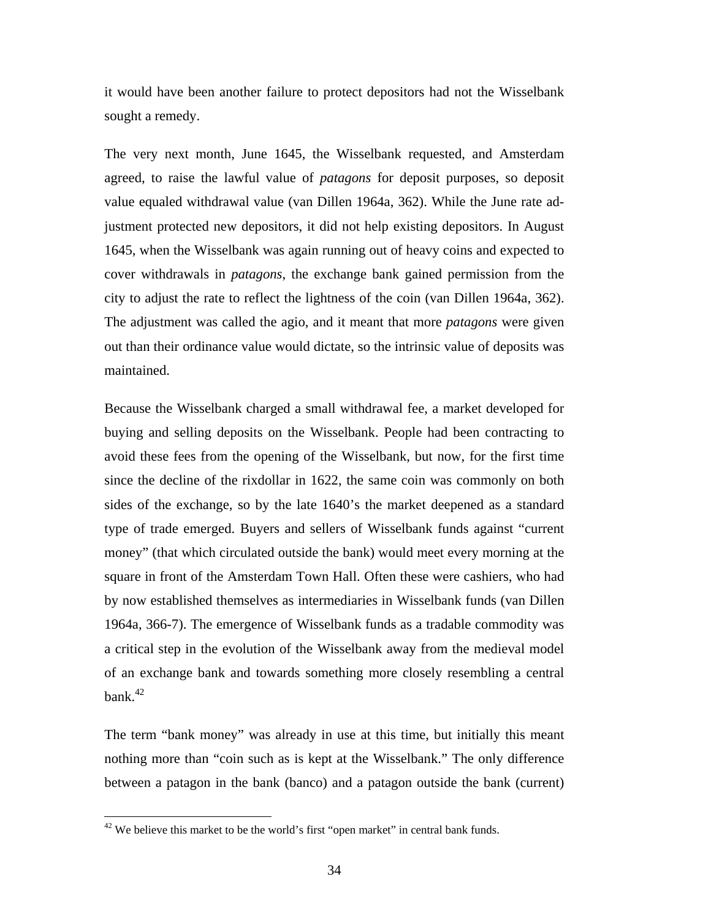it would have been another failure to protect depositors had not the Wisselbank sought a remedy.

The very next month, June 1645, the Wisselbank requested, and Amsterdam agreed, to raise the lawful value of *patagons* for deposit purposes, so deposit value equaled withdrawal value (van Dillen 1964a, 362). While the June rate adjustment protected new depositors, it did not help existing depositors. In August 1645, when the Wisselbank was again running out of heavy coins and expected to cover withdrawals in *patagons*, the exchange bank gained permission from the city to adjust the rate to reflect the lightness of the coin (van Dillen 1964a, 362). The adjustment was called the agio, and it meant that more *patagons* were given out than their ordinance value would dictate, so the intrinsic value of deposits was maintained.

Because the Wisselbank charged a small withdrawal fee, a market developed for buying and selling deposits on the Wisselbank. People had been contracting to avoid these fees from the opening of the Wisselbank, but now, for the first time since the decline of the rixdollar in 1622, the same coin was commonly on both sides of the exchange, so by the late 1640's the market deepened as a standard type of trade emerged. Buyers and sellers of Wisselbank funds against "current money" (that which circulated outside the bank) would meet every morning at the square in front of the Amsterdam Town Hall. Often these were cashiers, who had by now established themselves as intermediaries in Wisselbank funds (van Dillen 1964a, 366-7). The emergence of Wisselbank funds as a tradable commodity was a critical step in the evolution of the Wisselbank away from the medieval model of an exchange bank and towards something more closely resembling a central bank.[42]

The term "bank money" was already in use at this time, but initially this meant nothing more than "coin such as is kept at the Wisselbank." The only difference between a patagon in the bank (banco) and a patagon outside the bank (current)

[42] We believe this market to be the world's first "open market" in central bank funds.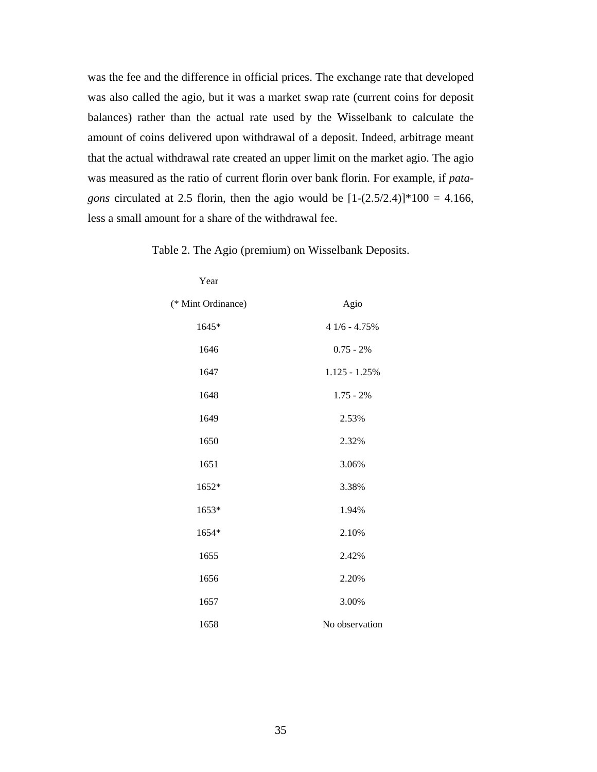was the fee and the difference in official prices. The exchange rate that developed was also called the agio, but it was a market swap rate (current coins for deposit balances) rather than the actual rate used by the Wisselbank to calculate the amount of coins delivered upon withdrawal of a deposit. Indeed, arbitrage meant that the actual withdrawal rate created an upper limit on the market agio. The agio was measured as the ratio of current florin over bank florin. For example, if *patagons* circulated at 2.5 florin, then the agio would be $[1-(2.5/2.4)]*100 = 4.166$, less a small amount for a share of the withdrawal fee.

Table 2. The Agio (premium) on Wisselbank Deposits.

| Year (* Mint Ordinance) | Agio |
|---|---|
| 1645* | 4 1/6 - 4.75% |
| 1646 | 0.75 - 2% |
| 1647 | 1.125 - 1.25% |
| 1648 | 1.75 - 2% |
| 1649 | 2.53% |
| 1650 | 2.32% |
| 1651 | 3.06% |
| 1652* | 3.38% |
| 1653* | 1.94% |
| 1654* | 2.10% |
| 1655 | 2.42% |
| 1656 | 2.20% |
| 1657 | 3.00% |
| 1658 | No observation |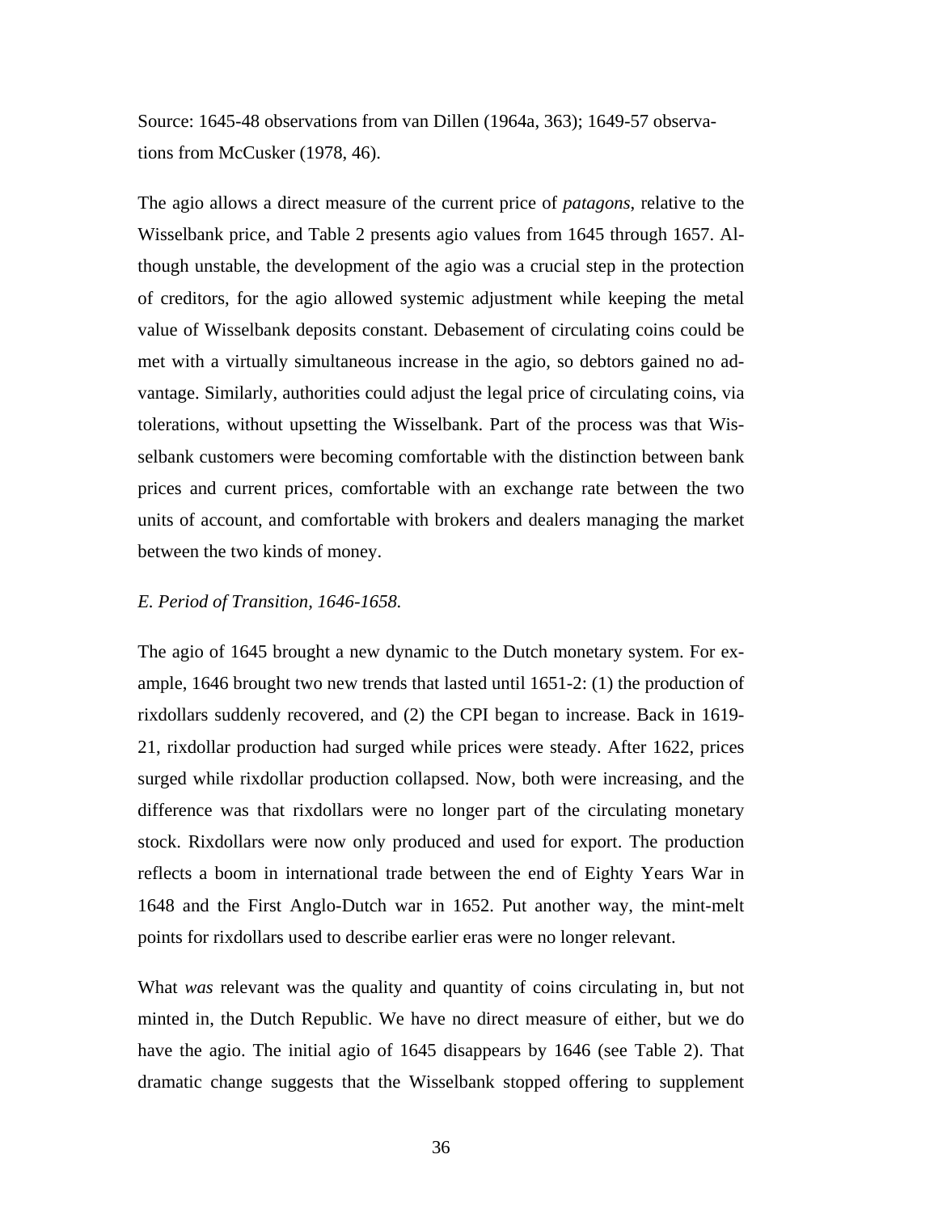Source: 1645-48 observations from van Dillen (1964a, 363); 1649-57 observations from McCusker (1978, 46).

The agio allows a direct measure of the current price of *patagons*, relative to the Wisselbank price, and Table 2 presents agio values from 1645 through 1657. Although unstable, the development of the agio was a crucial step in the protection of creditors, for the agio allowed systemic adjustment while keeping the metal value of Wisselbank deposits constant. Debasement of circulating coins could be met with a virtually simultaneous increase in the agio, so debtors gained no advantage. Similarly, authorities could adjust the legal price of circulating coins, via tolerations, without upsetting the Wisselbank. Part of the process was that Wisselbank customers were becoming comfortable with the distinction between bank prices and current prices, comfortable with an exchange rate between the two units of account, and comfortable with brokers and dealers managing the market between the two kinds of money.

*E. Period of Transition, 1646-1658.*

The agio of 1645 brought a new dynamic to the Dutch monetary system. For example, 1646 brought two new trends that lasted until 1651-2: (1) the production of rixdollars suddenly recovered, and (2) the CPI began to increase. Back in 1619-21, rixdollar production had surged while prices were steady. After 1622, prices surged while rixdollar production collapsed. Now, both were increasing, and the difference was that rixdollars were no longer part of the circulating monetary stock. Rixdollars were now only produced and used for export. The production reflects a boom in international trade between the end of Eighty Years War in 1648 and the First Anglo-Dutch war in 1652. Put another way, the mint-melt points for rixdollars used to describe earlier eras were no longer relevant.

What *was* relevant was the quality and quantity of coins circulating in, but not minted in, the Dutch Republic. We have no direct measure of either, but we do have the agio. The initial agio of 1645 disappears by 1646 (see Table 2). That dramatic change suggests that the Wisselbank stopped offering to supplement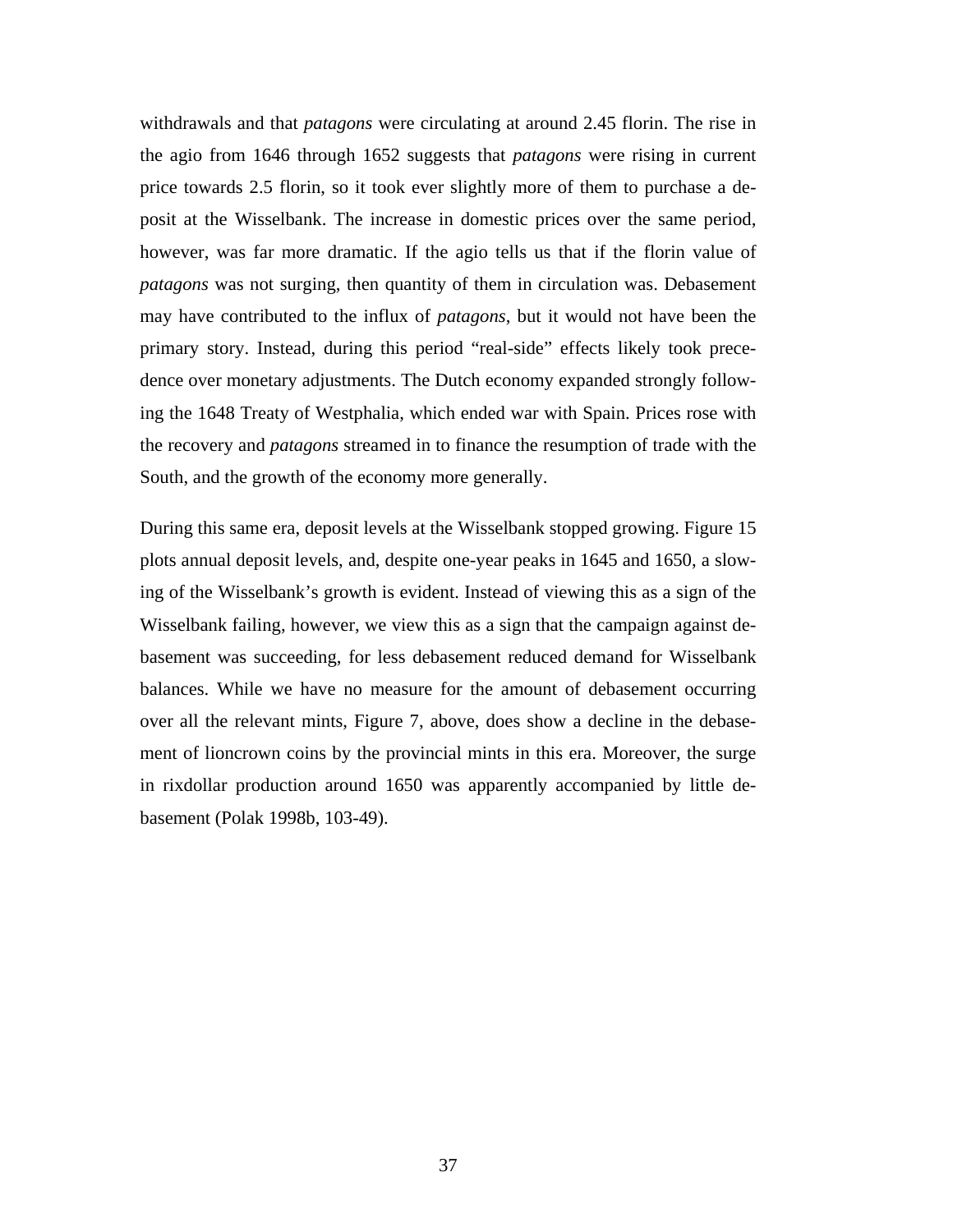withdrawals and that *patagons* were circulating at around 2.45 florin. The rise in the agio from 1646 through 1652 suggests that *patagons* were rising in current price towards 2.5 florin, so it took ever slightly more of them to purchase a deposit at the Wisselbank. The increase in domestic prices over the same period, however, was far more dramatic. If the agio tells us that if the florin value of *patagons* was not surging, then quantity of them in circulation was. Debasement may have contributed to the influx of *patagons*, but it would not have been the primary story. Instead, during this period "real-side" effects likely took precedence over monetary adjustments. The Dutch economy expanded strongly following the 1648 Treaty of Westphalia, which ended war with Spain. Prices rose with the recovery and *patagons* streamed in to finance the resumption of trade with the South, and the growth of the economy more generally.

During this same era, deposit levels at the Wisselbank stopped growing. Figure 15 plots annual deposit levels, and, despite one-year peaks in 1645 and 1650, a slowing of the Wisselbank's growth is evident. Instead of viewing this as a sign of the Wisselbank failing, however, we view this as a sign that the campaign against debasement was succeeding, for less debasement reduced demand for Wisselbank balances. While we have no measure for the amount of debasement occurring over all the relevant mints, Figure 7, above, does show a decline in the debasement of lioncrown coins by the provincial mints in this era. Moreover, the surge in rixdollar production around 1650 was apparently accompanied by little debasement (Polak 1998b, 103-49).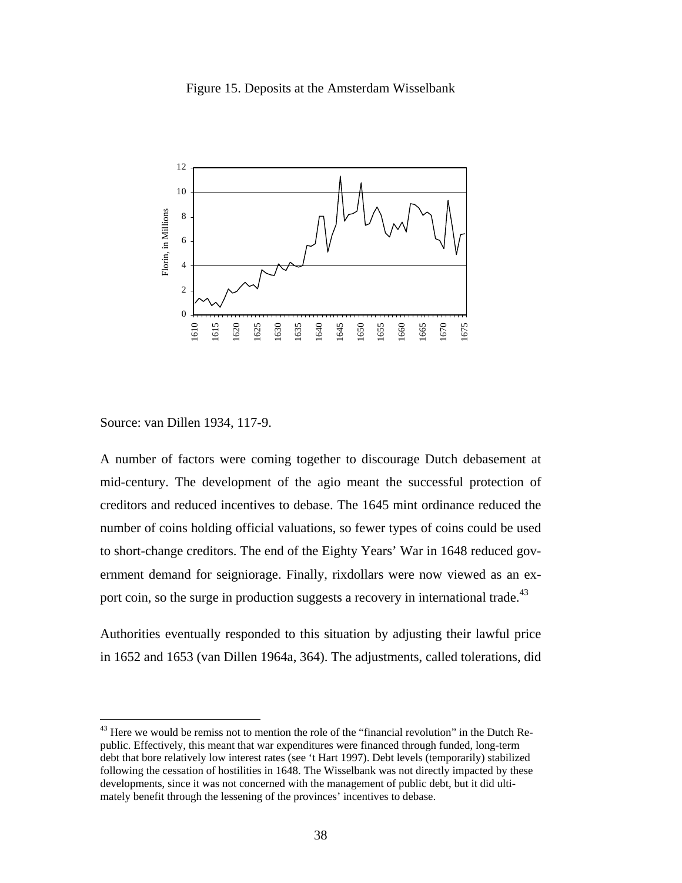Figure 15. Deposits at the Amsterdam Wisselbank

Source: van Dillen 1934, 117-9.

A number of factors were coming together to discourage Dutch debasement at mid-century. The development of the agio meant the successful protection of creditors and reduced incentives to debase. The 1645 mint ordinance reduced the number of coins holding official valuations, so fewer types of coins could be used to short-change creditors. The end of the Eighty Years' War in 1648 reduced government demand for seigniorage. Finally, rixdollars were now viewed as an export coin, so the surge in production suggests a recovery in international trade.[43]

Authorities eventually responded to this situation by adjusting their lawful price in 1652 and 1653 (van Dillen 1964a, 364). The adjustments, called tolerations, did

---

[43] Here we would be remiss not to mention the role of the "financial revolution" in the Dutch Republic. Effectively, this meant that war expenditures were financed through funded, long-term debt that bore relatively low interest rates (see 't Hart 1997). Debt levels (temporarily) stabilized following the cessation of hostilities in 1648. The Wisselbank was not directly impacted by these developments, since it was not concerned with the management of public debt, but it did ultimately benefit through the lessening of the provinces' incentives to debase.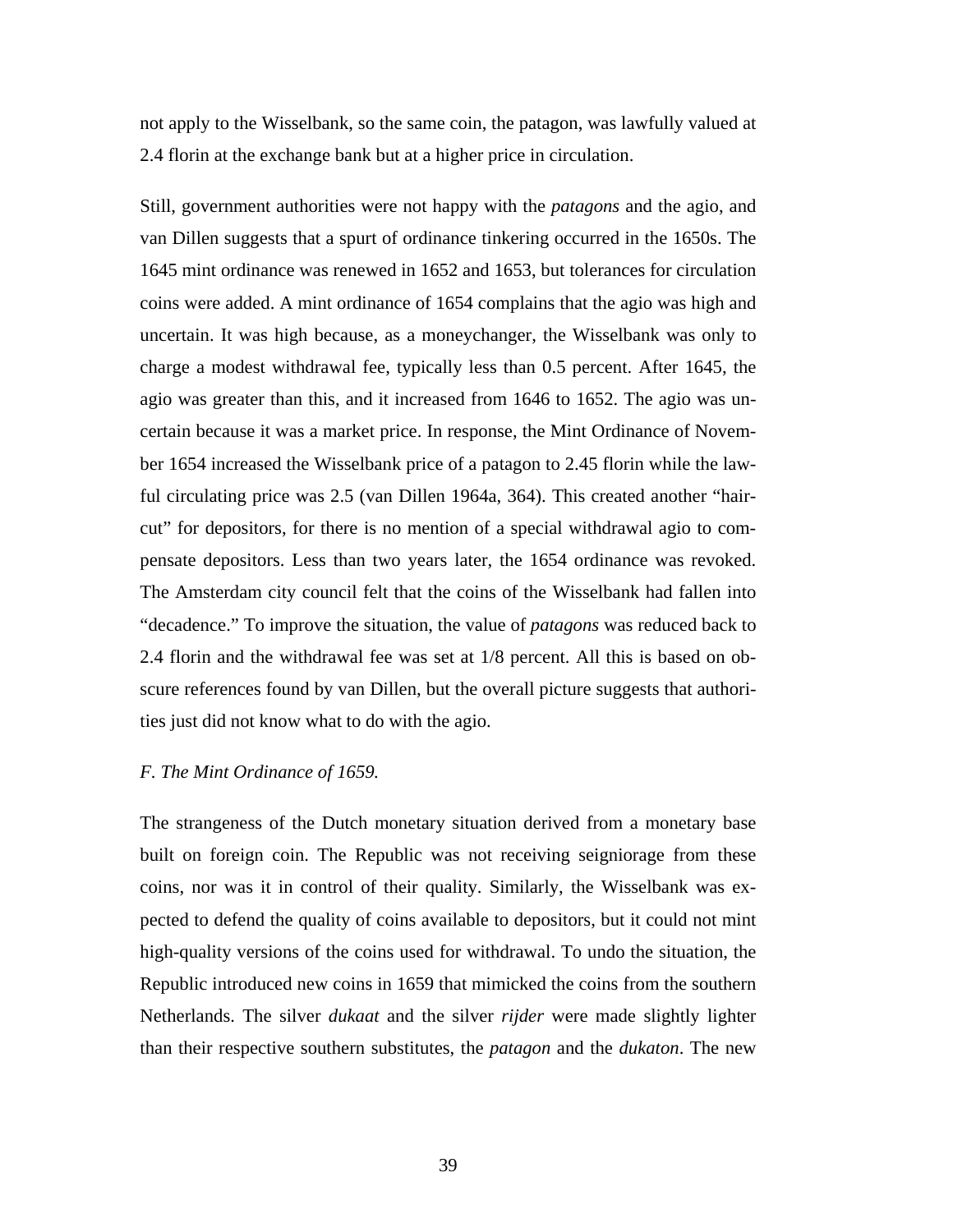not apply to the Wisselbank, so the same coin, the patagon, was lawfully valued at 2.4 florin at the exchange bank but at a higher price in circulation.

Still, government authorities were not happy with the *patagons* and the agio, and van Dillen suggests that a spurt of ordinance tinkering occurred in the 1650s. The 1645 mint ordinance was renewed in 1652 and 1653, but tolerances for circulation coins were added. A mint ordinance of 1654 complains that the agio was high and uncertain. It was high because, as a moneychanger, the Wisselbank was only to charge a modest withdrawal fee, typically less than 0.5 percent. After 1645, the agio was greater than this, and it increased from 1646 to 1652. The agio was uncertain because it was a market price. In response, the Mint Ordinance of November 1654 increased the Wisselbank price of a patagon to 2.45 florin while the lawful circulating price was 2.5 (van Dillen 1964a, 364). This created another "haircut" for depositors, for there is no mention of a special withdrawal agio to compensate depositors. Less than two years later, the 1654 ordinance was revoked. The Amsterdam city council felt that the coins of the Wisselbank had fallen into "decadence." To improve the situation, the value of *patagons* was reduced back to 2.4 florin and the withdrawal fee was set at 1/8 percent. All this is based on obscure references found by van Dillen, but the overall picture suggests that authorities just did not know what to do with the agio.

### *F. The Mint Ordinance of 1659.*

The strangeness of the Dutch monetary situation derived from a monetary base built on foreign coin. The Republic was not receiving seigniorage from these coins, nor was it in control of their quality. Similarly, the Wisselbank was expected to defend the quality of coins available to depositors, but it could not mint high-quality versions of the coins used for withdrawal. To undo the situation, the Republic introduced new coins in 1659 that mimicked the coins from the southern Netherlands. The silver *dukaat* and the silver *rijder* were made slightly lighter than their respective southern substitutes, the *patagon* and the *dukaton*. The new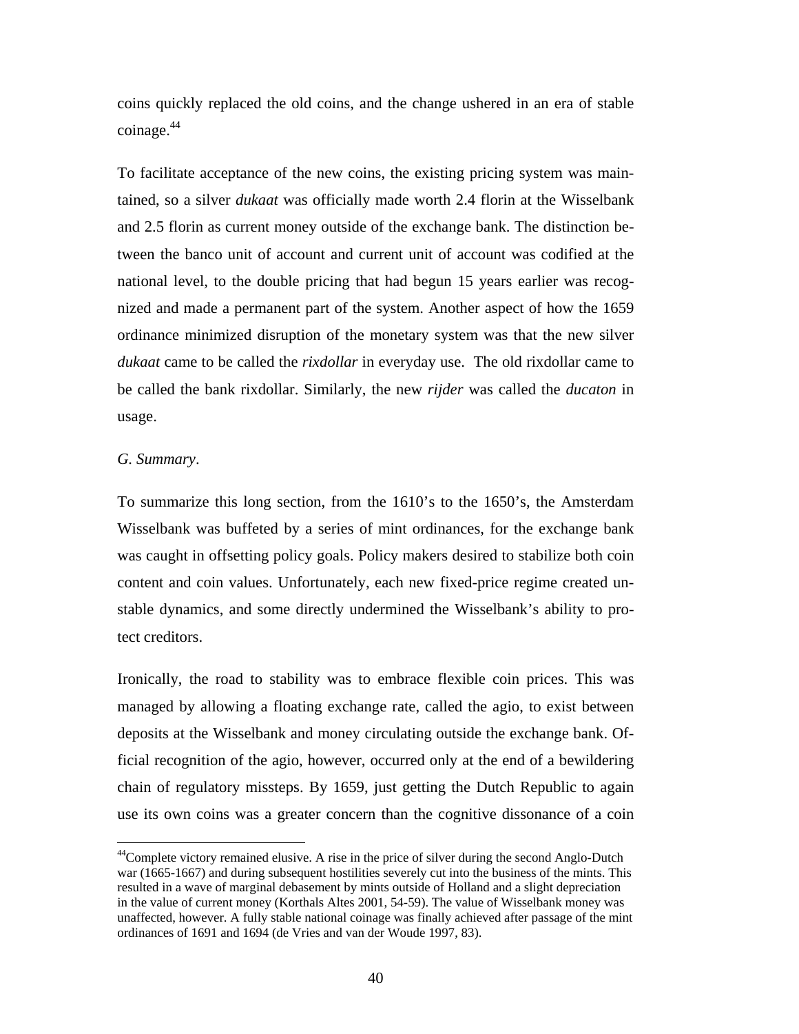coins quickly replaced the old coins, and the change ushered in an era of stable coinage.[44]

To facilitate acceptance of the new coins, the existing pricing system was maintained, so a silver *dukaat* was officially made worth 2.4 florin at the Wisselbank and 2.5 florin as current money outside of the exchange bank. The distinction between the banco unit of account and current unit of account was codified at the national level, to the double pricing that had begun 15 years earlier was recognized and made a permanent part of the system. Another aspect of how the 1659 ordinance minimized disruption of the monetary system was that the new silver *dukaat* came to be called the *rixdollar* in everyday use. The old rixdollar came to be called the bank rixdollar. Similarly, the new *rijder* was called the *ducaton* in usage.

*G. Summary*.

To summarize this long section, from the 1610's to the 1650's, the Amsterdam Wisselbank was buffeted by a series of mint ordinances, for the exchange bank was caught in offsetting policy goals. Policy makers desired to stabilize both coin content and coin values. Unfortunately, each new fixed-price regime created unstable dynamics, and some directly undermined the Wisselbank's ability to protect creditors.

Ironically, the road to stability was to embrace flexible coin prices. This was managed by allowing a floating exchange rate, called the agio, to exist between deposits at the Wisselbank and money circulating outside the exchange bank. Official recognition of the agio, however, occurred only at the end of a bewildering chain of regulatory missteps. By 1659, just getting the Dutch Republic to again use its own coins was a greater concern than the cognitive dissonance of a coin

[44]Complete victory remained elusive. A rise in the price of silver during the second Anglo-Dutch war (1665-1667) and during subsequent hostilities severely cut into the business of the mints. This resulted in a wave of marginal debasement by mints outside of Holland and a slight depreciation in the value of current money (Korthals Altes 2001, 54-59). The value of Wisselbank money was unaffected, however. A fully stable national coinage was finally achieved after passage of the mint ordinances of 1691 and 1694 (de Vries and van der Woude 1997, 83).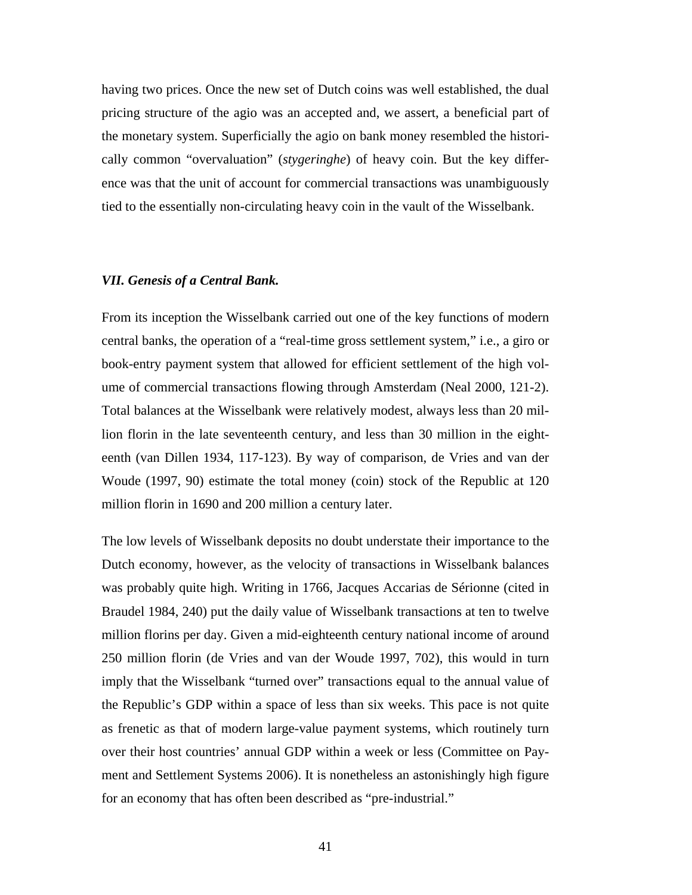having two prices. Once the new set of Dutch coins was well established, the dual pricing structure of the agio was an accepted and, we assert, a beneficial part of the monetary system. Superficially the agio on bank money resembled the historically common "overvaluation" (*stygeringhe*) of heavy coin. But the key difference was that the unit of account for commercial transactions was unambiguously tied to the essentially non-circulating heavy coin in the vault of the Wisselbank.

### *VII. Genesis of a Central Bank.*

From its inception the Wisselbank carried out one of the key functions of modern central banks, the operation of a "real-time gross settlement system," i.e., a giro or book-entry payment system that allowed for efficient settlement of the high volume of commercial transactions flowing through Amsterdam (Neal 2000, 121-2). Total balances at the Wisselbank were relatively modest, always less than 20 million florin in the late seventeenth century, and less than 30 million in the eighteenth (van Dillen 1934, 117-123). By way of comparison, de Vries and van der Woude (1997, 90) estimate the total money (coin) stock of the Republic at 120 million florin in 1690 and 200 million a century later.

The low levels of Wisselbank deposits no doubt understate their importance to the Dutch economy, however, as the velocity of transactions in Wisselbank balances was probably quite high. Writing in 1766, Jacques Accarias de Sérionne (cited in Braudel 1984, 240) put the daily value of Wisselbank transactions at ten to twelve million florins per day. Given a mid-eighteenth century national income of around 250 million florin (de Vries and van der Woude 1997, 702), this would in turn imply that the Wisselbank "turned over" transactions equal to the annual value of the Republic's GDP within a space of less than six weeks. This pace is not quite as frenetic as that of modern large-value payment systems, which routinely turn over their host countries' annual GDP within a week or less (Committee on Payment and Settlement Systems 2006). It is nonetheless an astonishingly high figure for an economy that has often been described as "pre-industrial."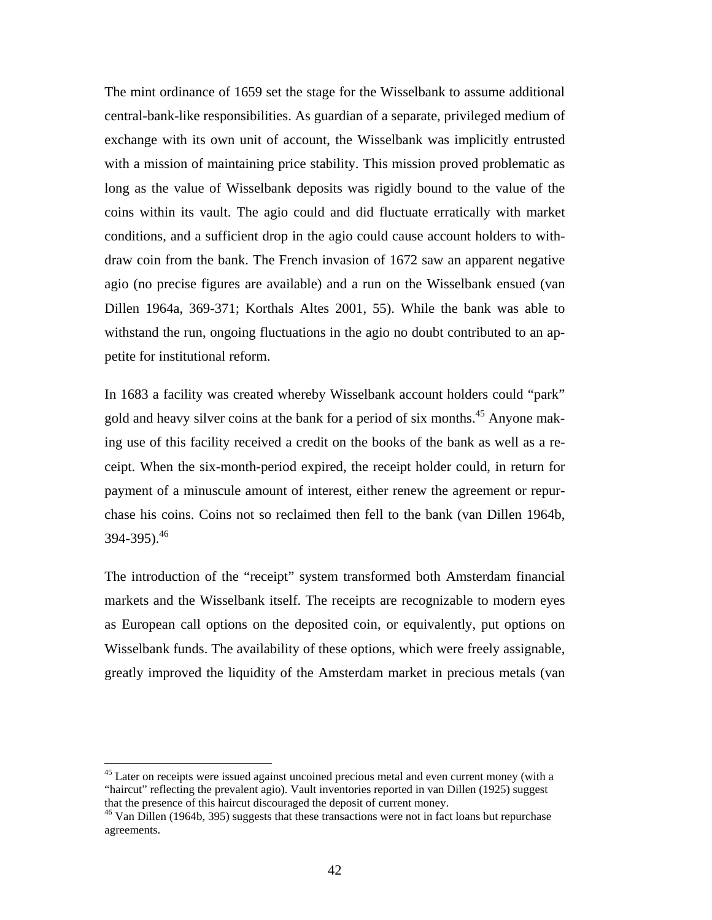The mint ordinance of 1659 set the stage for the Wisselbank to assume additional central-bank-like responsibilities. As guardian of a separate, privileged medium of exchange with its own unit of account, the Wisselbank was implicitly entrusted with a mission of maintaining price stability. This mission proved problematic as long as the value of Wisselbank deposits was rigidly bound to the value of the coins within its vault. The agio could and did fluctuate erratically with market conditions, and a sufficient drop in the agio could cause account holders to withdraw coin from the bank. The French invasion of 1672 saw an apparent negative agio (no precise figures are available) and a run on the Wisselbank ensued (van Dillen 1964a, 369-371; Korthals Altes 2001, 55). While the bank was able to withstand the run, ongoing fluctuations in the agio no doubt contributed to an appetite for institutional reform.

In 1683 a facility was created whereby Wisselbank account holders could "park" gold and heavy silver coins at the bank for a period of six months.[45] Anyone making use of this facility received a credit on the books of the bank as well as a receipt. When the six-month-period expired, the receipt holder could, in return for payment of a minuscule amount of interest, either renew the agreement or repurchase his coins. Coins not so reclaimed then fell to the bank (van Dillen 1964b, 394-395).[46]

The introduction of the "receipt" system transformed both Amsterdam financial markets and the Wisselbank itself. The receipts are recognizable to modern eyes as European call options on the deposited coin, or equivalently, put options on Wisselbank funds. The availability of these options, which were freely assignable, greatly improved the liquidity of the Amsterdam market in precious metals (van

[45] Later on receipts were issued against uncoined precious metal and even current money (with a "haircut" reflecting the prevalent agio). Vault inventories reported in van Dillen (1925) suggest that the presence of this haircut discouraged the deposit of current money.

[46] Van Dillen (1964b, 395) suggests that these transactions were not in fact loans but repurchase agreements.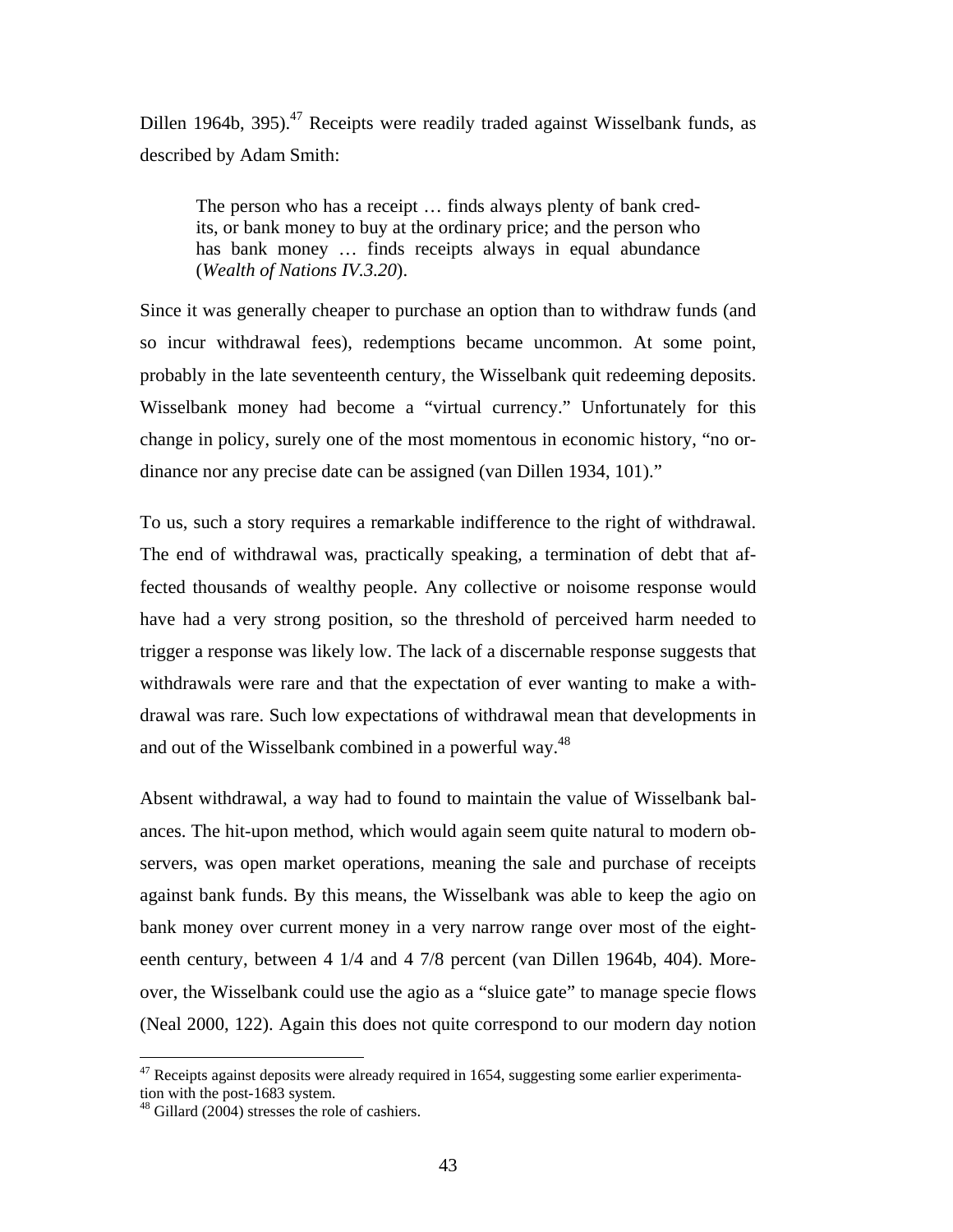Dillen 1964b, 395).[47] Receipts were readily traded against Wisselbank funds, as described by Adam Smith:

> The person who has a receipt … finds always plenty of bank credits, or bank money to buy at the ordinary price; and the person who has bank money … finds receipts always in equal abundance (*Wealth of Nations IV.3.20*).

Since it was generally cheaper to purchase an option than to withdraw funds (and so incur withdrawal fees), redemptions became uncommon. At some point, probably in the late seventeenth century, the Wisselbank quit redeeming deposits. Wisselbank money had become a "virtual currency." Unfortunately for this change in policy, surely one of the most momentous in economic history, "no ordinance nor any precise date can be assigned (van Dillen 1934, 101)."

To us, such a story requires a remarkable indifference to the right of withdrawal. The end of withdrawal was, practically speaking, a termination of debt that affected thousands of wealthy people. Any collective or noisome response would have had a very strong position, so the threshold of perceived harm needed to trigger a response was likely low. The lack of a discernable response suggests that withdrawals were rare and that the expectation of ever wanting to make a withdrawal was rare. Such low expectations of withdrawal mean that developments in and out of the Wisselbank combined in a powerful way.[48]

Absent withdrawal, a way had to found to maintain the value of Wisselbank balances. The hit-upon method, which would again seem quite natural to modern observers, was open market operations, meaning the sale and purchase of receipts against bank funds. By this means, the Wisselbank was able to keep the agio on bank money over current money in a very narrow range over most of the eighteenth century, between 4 1/4 and 4 7/8 percent (van Dillen 1964b, 404). Moreover, the Wisselbank could use the agio as a "sluice gate" to manage specie flows (Neal 2000, 122). Again this does not quite correspond to our modern day notion

[47] Receipts against deposits were already required in 1654, suggesting some earlier experimentation with the post-1683 system.

[48] Gillard (2004) stresses the role of cashiers.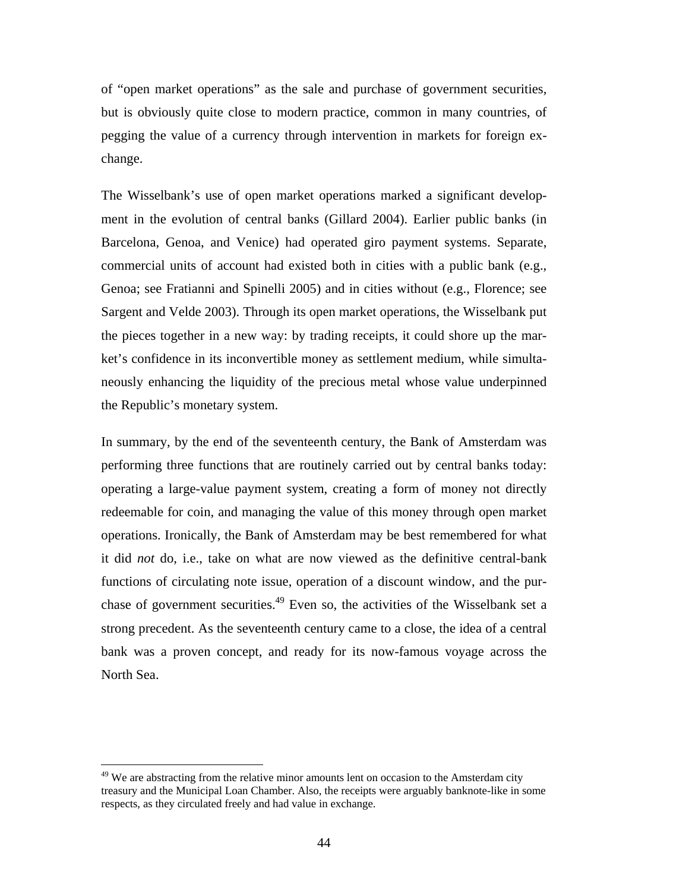of "open market operations" as the sale and purchase of government securities, but is obviously quite close to modern practice, common in many countries, of pegging the value of a currency through intervention in markets for foreign exchange.

The Wisselbank's use of open market operations marked a significant development in the evolution of central banks (Gillard 2004). Earlier public banks (in Barcelona, Genoa, and Venice) had operated giro payment systems. Separate, commercial units of account had existed both in cities with a public bank (e.g., Genoa; see Fratianni and Spinelli 2005) and in cities without (e.g., Florence; see Sargent and Velde 2003). Through its open market operations, the Wisselbank put the pieces together in a new way: by trading receipts, it could shore up the market's confidence in its inconvertible money as settlement medium, while simultaneously enhancing the liquidity of the precious metal whose value underpinned the Republic's monetary system.

In summary, by the end of the seventeenth century, the Bank of Amsterdam was performing three functions that are routinely carried out by central banks today: operating a large-value payment system, creating a form of money not directly redeemable for coin, and managing the value of this money through open market operations. Ironically, the Bank of Amsterdam may be best remembered for what it did *not* do, i.e., take on what are now viewed as the definitive central-bank functions of circulating note issue, operation of a discount window, and the purchase of government securities.[49] Even so, the activities of the Wisselbank set a strong precedent. As the seventeenth century came to a close, the idea of a central bank was a proven concept, and ready for its now-famous voyage across the North Sea.

---

[49] We are abstracting from the relative minor amounts lent on occasion to the Amsterdam city treasury and the Municipal Loan Chamber. Also, the receipts were arguably banknote-like in some respects, as they circulated freely and had value in exchange.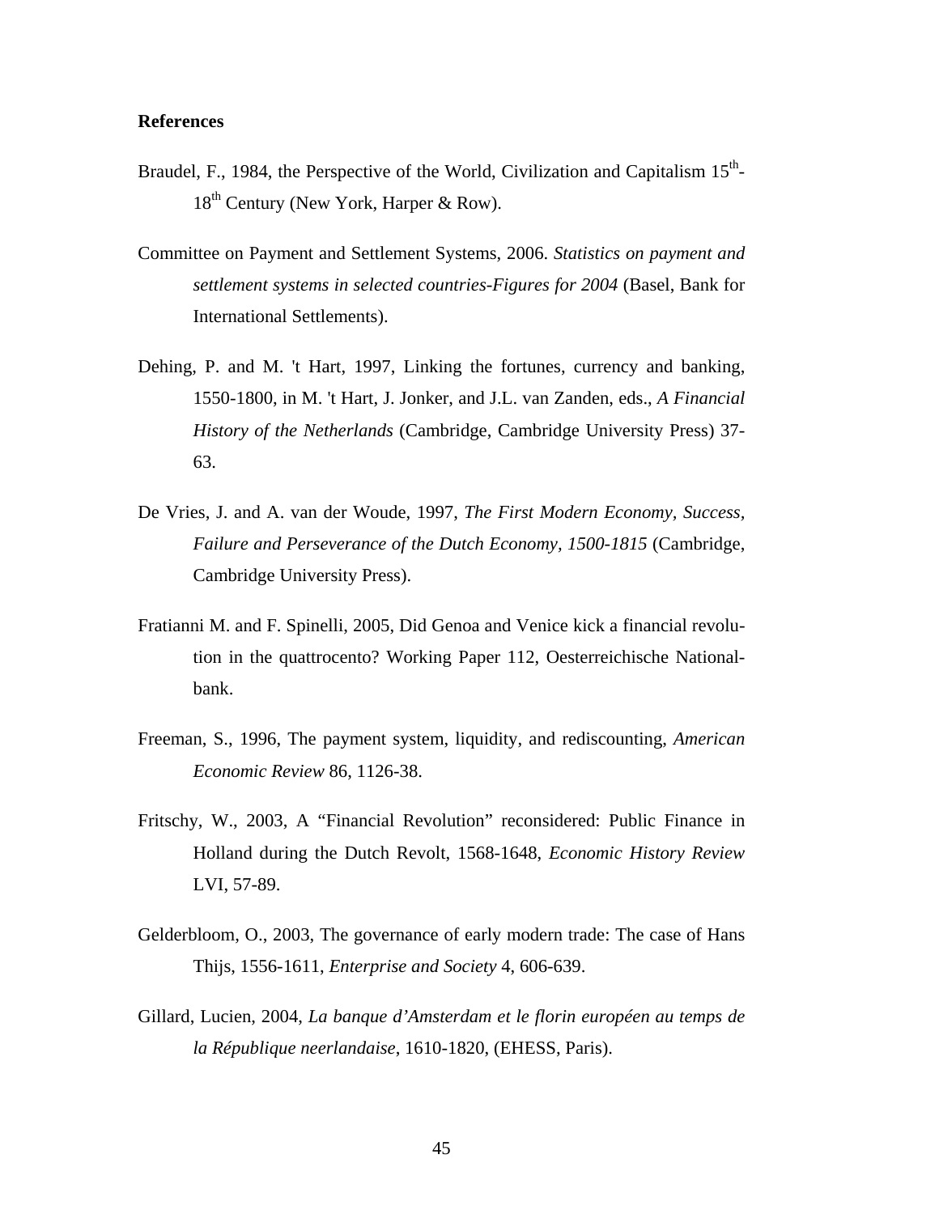**References**

Braudel, F., 1984, the Perspective of the World, Civilization and Capitalism 15th-18th Century (New York, Harper & Row).

Committee on Payment and Settlement Systems, 2006. *Statistics on payment and settlement systems in selected countries-Figures for 2004* (Basel, Bank for International Settlements).

Dehing, P. and M. 't Hart, 1997, Linking the fortunes, currency and banking, 1550-1800, in M. 't Hart, J. Jonker, and J.L. van Zanden, eds., *A Financial History of the Netherlands* (Cambridge, Cambridge University Press) 37-63.

De Vries, J. and A. van der Woude, 1997, *The First Modern Economy, Success, Failure and Perseverance of the Dutch Economy, 1500-1815* (Cambridge, Cambridge University Press).

Fratianni M. and F. Spinelli, 2005, Did Genoa and Venice kick a financial revolution in the quattrocento? Working Paper 112, Oesterreichische Nationalbank.

Freeman, S., 1996, The payment system, liquidity, and rediscounting, *American Economic Review* 86, 1126-38.

Fritschy, W., 2003, A "Financial Revolution" reconsidered: Public Finance in Holland during the Dutch Revolt, 1568-1648, *Economic History Review* LVI, 57-89.

Gelderbloom, O., 2003, The governance of early modern trade: The case of Hans Thijs, 1556-1611, *Enterprise and Society* 4, 606-639.

Gillard, Lucien, 2004, *La banque d'Amsterdam et le florin européen au temps de la République neerlandaise*, 1610-1820, (EHESS, Paris).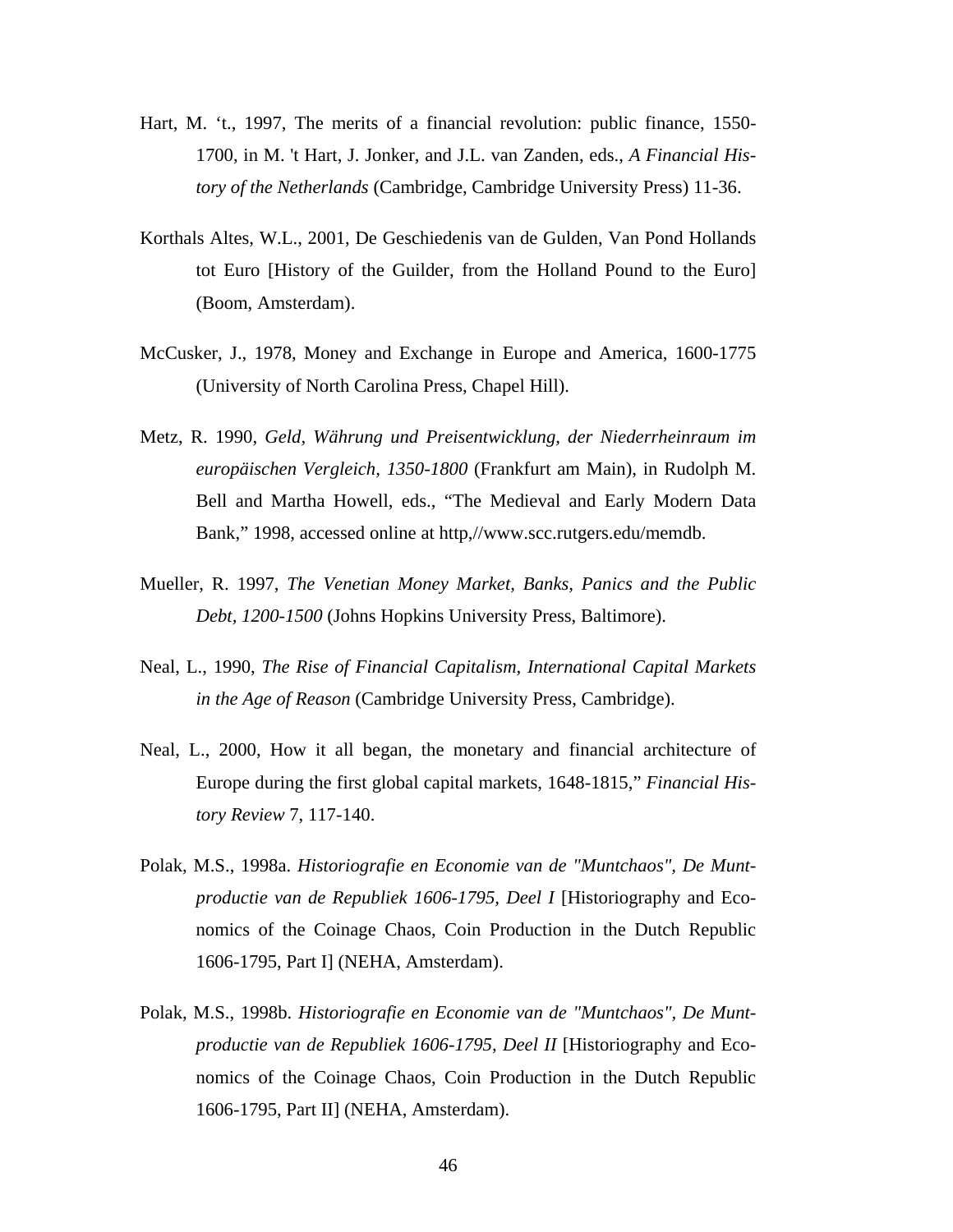Hart, M. ‘t., 1997, The merits of a financial revolution: public finance, 1550-1700, in M. 't Hart, J. Jonker, and J.L. van Zanden, eds., *A Financial History of the Netherlands* (Cambridge, Cambridge University Press) 11-36.

Korthals Altes, W.L., 2001, De Geschiedenis van de Gulden, Van Pond Hollands tot Euro [History of the Guilder, from the Holland Pound to the Euro] (Boom, Amsterdam).

McCusker, J., 1978, Money and Exchange in Europe and America, 1600-1775 (University of North Carolina Press, Chapel Hill).

Metz, R. 1990, *Geld, Währung und Preisentwicklung, der Niederrheinraum im europäischen Vergleich, 1350-1800* (Frankfurt am Main), in Rudolph M. Bell and Martha Howell, eds., “The Medieval and Early Modern Data Bank,” 1998, accessed online at http,//www.scc.rutgers.edu/memdb.

Mueller, R. 1997, *The Venetian Money Market, Banks, Panics and the Public Debt, 1200-1500* (Johns Hopkins University Press, Baltimore).

Neal, L., 1990, *The Rise of Financial Capitalism, International Capital Markets in the Age of Reason* (Cambridge University Press, Cambridge).

Neal, L., 2000, How it all began, the monetary and financial architecture of Europe during the first global capital markets, 1648-1815,” *Financial History Review* 7, 117-140.

Polak, M.S., 1998a. *Historiografie en Economie van de "Muntchaos", De Muntproductie van de Republiek 1606-1795, Deel I* [Historiography and Economics of the Coinage Chaos, Coin Production in the Dutch Republic 1606-1795, Part I] (NEHA, Amsterdam).

Polak, M.S., 1998b. *Historiografie en Economie van de "Muntchaos", De Muntproductie van de Republiek 1606-1795, Deel II* [Historiography and Economics of the Coinage Chaos, Coin Production in the Dutch Republic 1606-1795, Part II] (NEHA, Amsterdam).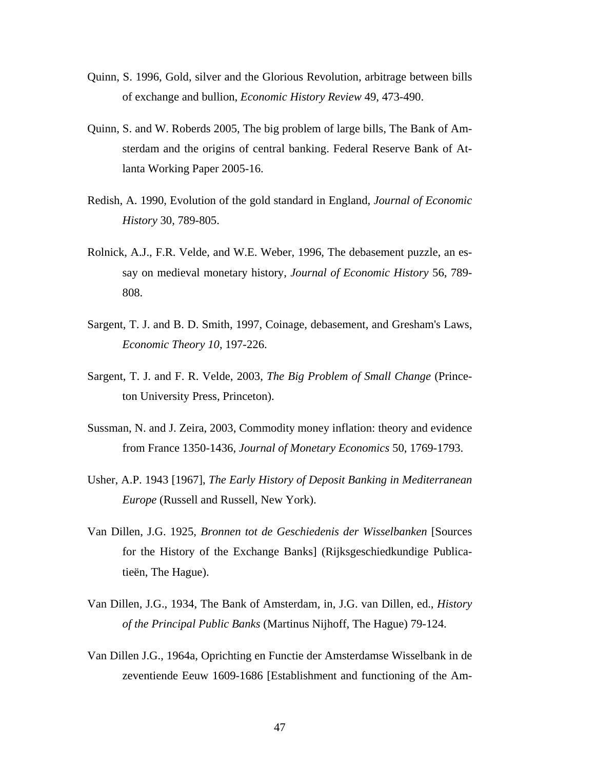Quinn, S. 1996, Gold, silver and the Glorious Revolution, arbitrage between bills of exchange and bullion, *Economic History Review* 49, 473-490.

Quinn, S. and W. Roberds 2005, The big problem of large bills, The Bank of Amsterdam and the origins of central banking. Federal Reserve Bank of Atlanta Working Paper 2005-16.

Redish, A. 1990, Evolution of the gold standard in England, *Journal of Economic History* 30, 789-805.

Rolnick, A.J., F.R. Velde, and W.E. Weber, 1996, The debasement puzzle, an essay on medieval monetary history, *Journal of Economic History* 56, 789-808.

Sargent, T. J. and B. D. Smith, 1997, Coinage, debasement, and Gresham's Laws, *Economic Theory 10*, 197-226.

Sargent, T. J. and F. R. Velde, 2003, *The Big Problem of Small Change* (Princeton University Press, Princeton).

Sussman, N. and J. Zeira, 2003, Commodity money inflation: theory and evidence from France 1350-1436, *Journal of Monetary Economics* 50, 1769-1793.

Usher, A.P. 1943 [1967], *The Early History of Deposit Banking in Mediterranean Europe* (Russell and Russell, New York).

Van Dillen, J.G. 1925, *Bronnen tot de Geschiedenis der Wisselbanken* [Sources for the History of the Exchange Banks] (Rijksgeschiedkundige Publicatieën, The Hague).

Van Dillen, J.G., 1934, The Bank of Amsterdam, in, J.G. van Dillen, ed., *History of the Principal Public Banks* (Martinus Nijhoff, The Hague) 79-124.

Van Dillen J.G., 1964a, Oprichting en Functie der Amsterdamse Wisselbank in de zeventiende Eeuw 1609-1686 [Establishment and functioning of the Am-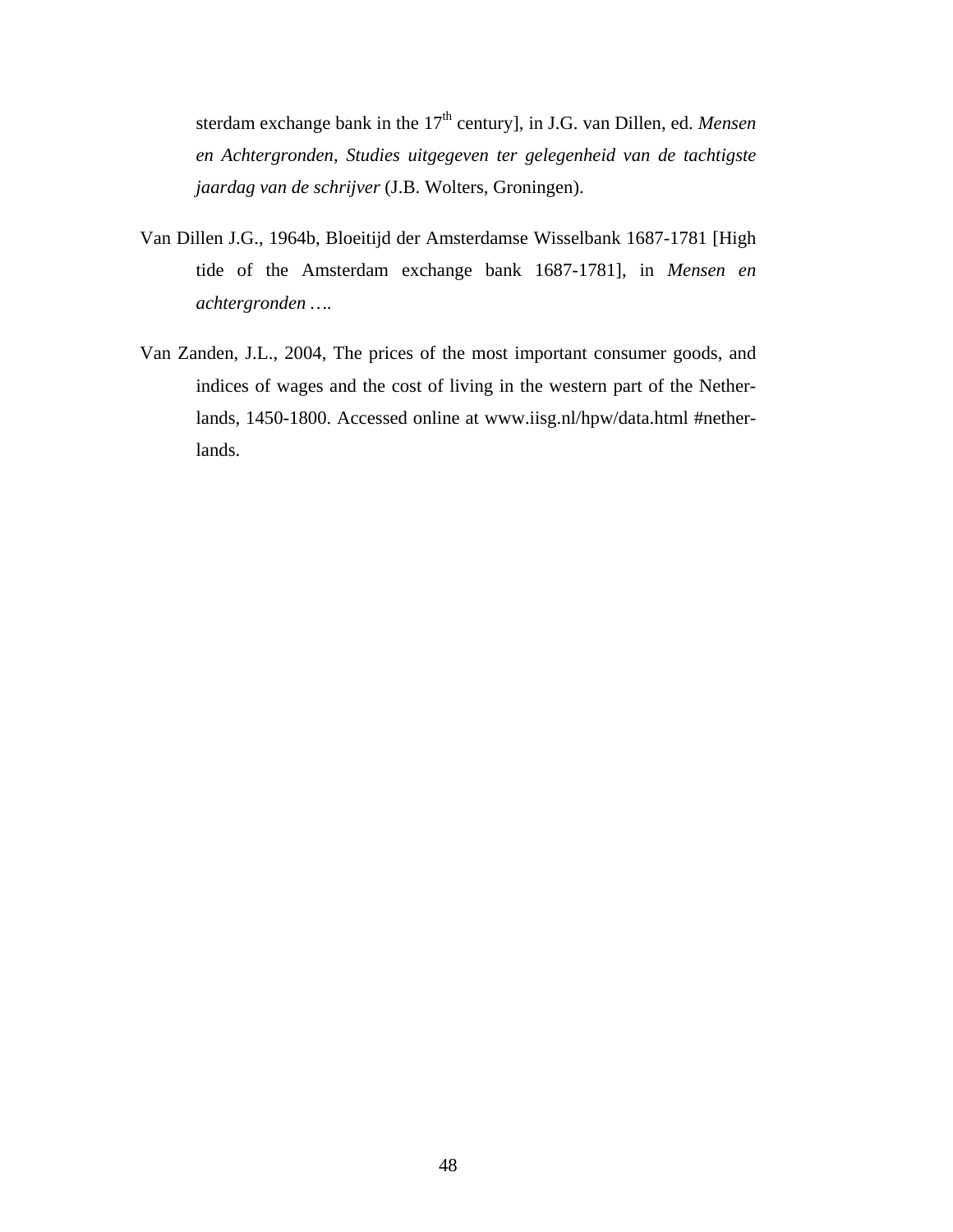sterdam exchange bank in the 17th century], in J.G. van Dillen, ed. *Mensen en Achtergronden, Studies uitgegeven ter gelegenheid van de tachtigste jaardag van de schrijver* (J.B. Wolters, Groningen).

Van Dillen J.G., 1964b, Bloeitijd der Amsterdamse Wisselbank 1687-1781 [High tide of the Amsterdam exchange bank 1687-1781], in *Mensen en achtergronden* ….

Van Zanden, J.L., 2004, The prices of the most important consumer goods, and indices of wages and the cost of living in the western part of the Netherlands, 1450-1800. Accessed online at www.iisg.nl/hpw/data.html #netherlands.